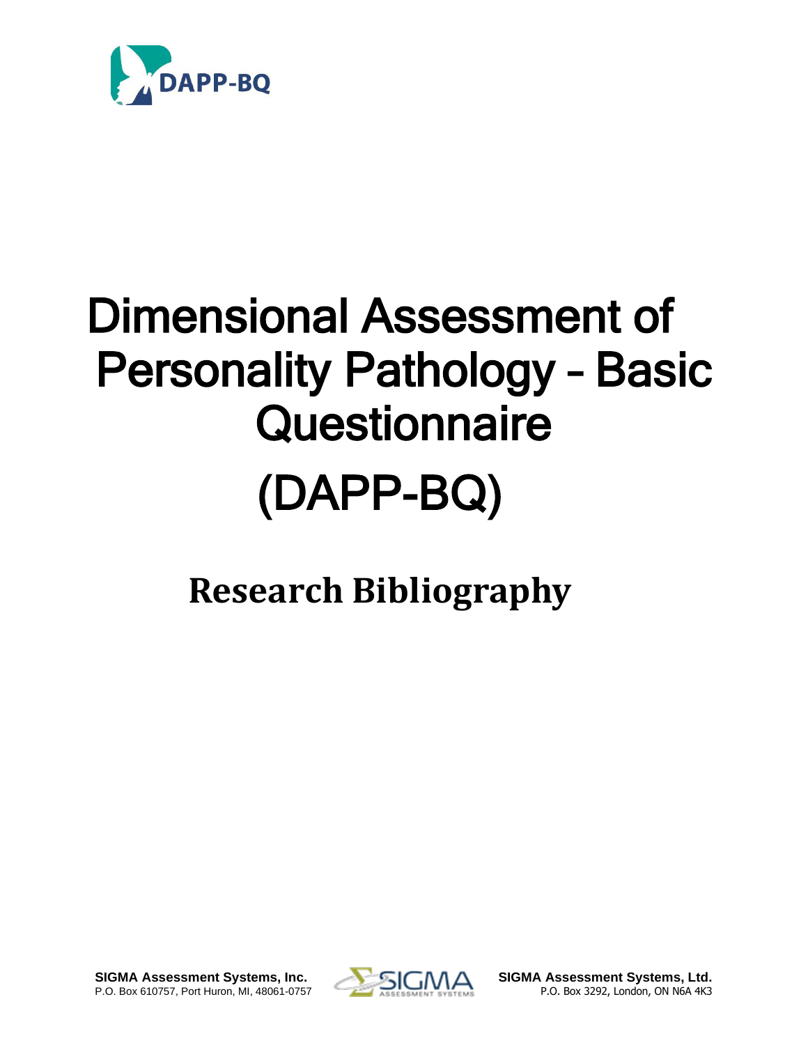DAPP-BQ

# Dimensional Assessment of Personality Pathology – Basic Questionnaire

# (DAPP-BQ)

## Research Bibliography

**SIGMA Assessment Systems, Inc.**
P.O. Box 610757, Port Huron, MI, 48061-0757

**SIGMA Assessment Systems, Ltd.**
P.O. Box 3292, London, ON N6A 4K3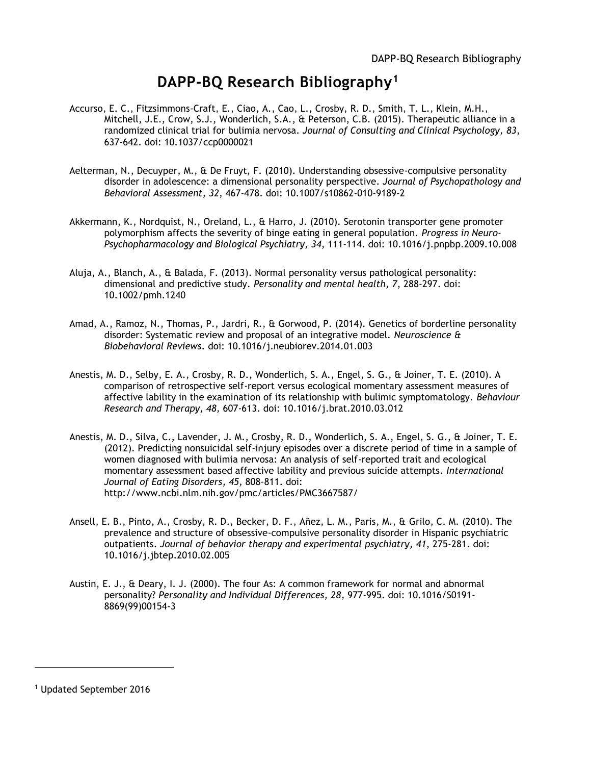# DAPP-BQ Research Bibliography[1]

Accurso, E. C., Fitzsimmons-Craft, E., Ciao, A., Cao, L., Crosby, R. D., Smith, T. L., Klein, M.H., Mitchell, J.E., Crow, S.J., Wonderlich, S.A., & Peterson, C.B. (2015). Therapeutic alliance in a randomized clinical trial for bulimia nervosa. *Journal of Consulting and Clinical Psychology, 83*, 637-642. doi: 10.1037/ccp0000021

Aelterman, N., Decuyper, M., & De Fruyt, F. (2010). Understanding obsessive-compulsive personality disorder in adolescence: a dimensional personality perspective. *Journal of Psychopathology and Behavioral Assessment, 32*, 467-478. doi: 10.1007/s10862-010-9189-2

Akkermann, K., Nordquist, N., Oreland, L., & Harro, J. (2010). Serotonin transporter gene promoter polymorphism affects the severity of binge eating in general population. *Progress in Neuro-Psychopharmacology and Biological Psychiatry, 34*, 111-114. doi: 10.1016/j.pnpbp.2009.10.008

Aluja, A., Blanch, A., & Balada, F. (2013). Normal personality versus pathological personality: dimensional and predictive study. *Personality and mental health, 7,* 288-297. doi: 10.1002/pmh.1240

Amad, A., Ramoz, N., Thomas, P., Jardri, R., & Gorwood, P. (2014). Genetics of borderline personality disorder: Systematic review and proposal of an integrative model. *Neuroscience & Biobehavioral Reviews*. doi: 10.1016/j.neubiorev.2014.01.003

Anestis, M. D., Selby, E. A., Crosby, R. D., Wonderlich, S. A., Engel, S. G., & Joiner, T. E. (2010). A comparison of retrospective self-report versus ecological momentary assessment measures of affective lability in the examination of its relationship with bulimic symptomatology. *Behaviour Research and Therapy, 48,* 607-613. doi: 10.1016/j.brat.2010.03.012

Anestis, M. D., Silva, C., Lavender, J. M., Crosby, R. D., Wonderlich, S. A., Engel, S. G., & Joiner, T. E. (2012). Predicting nonsuicidal self-injury episodes over a discrete period of time in a sample of women diagnosed with bulimia nervosa: An analysis of self-reported trait and ecological momentary assessment based affective lability and previous suicide attempts. *International Journal of Eating Disorders, 45,* 808-811. doi: http://www.ncbi.nlm.nih.gov/pmc/articles/PMC3667587/

Ansell, E. B., Pinto, A., Crosby, R. D., Becker, D. F., Añez, L. M., Paris, M., & Grilo, C. M. (2010). The prevalence and structure of obsessive-compulsive personality disorder in Hispanic psychiatric outpatients. *Journal of behavior therapy and experimental psychiatry, 41,* 275-281. doi: 10.1016/j.jbtep.2010.02.005

Austin, E. J., & Deary, I. J. (2000). The four As: A common framework for normal and abnormal personality? *Personality and Individual Differences, 28,* 977-995. doi: 10.1016/S0191-8869(99)00154-3

---

[1] Updated September 2016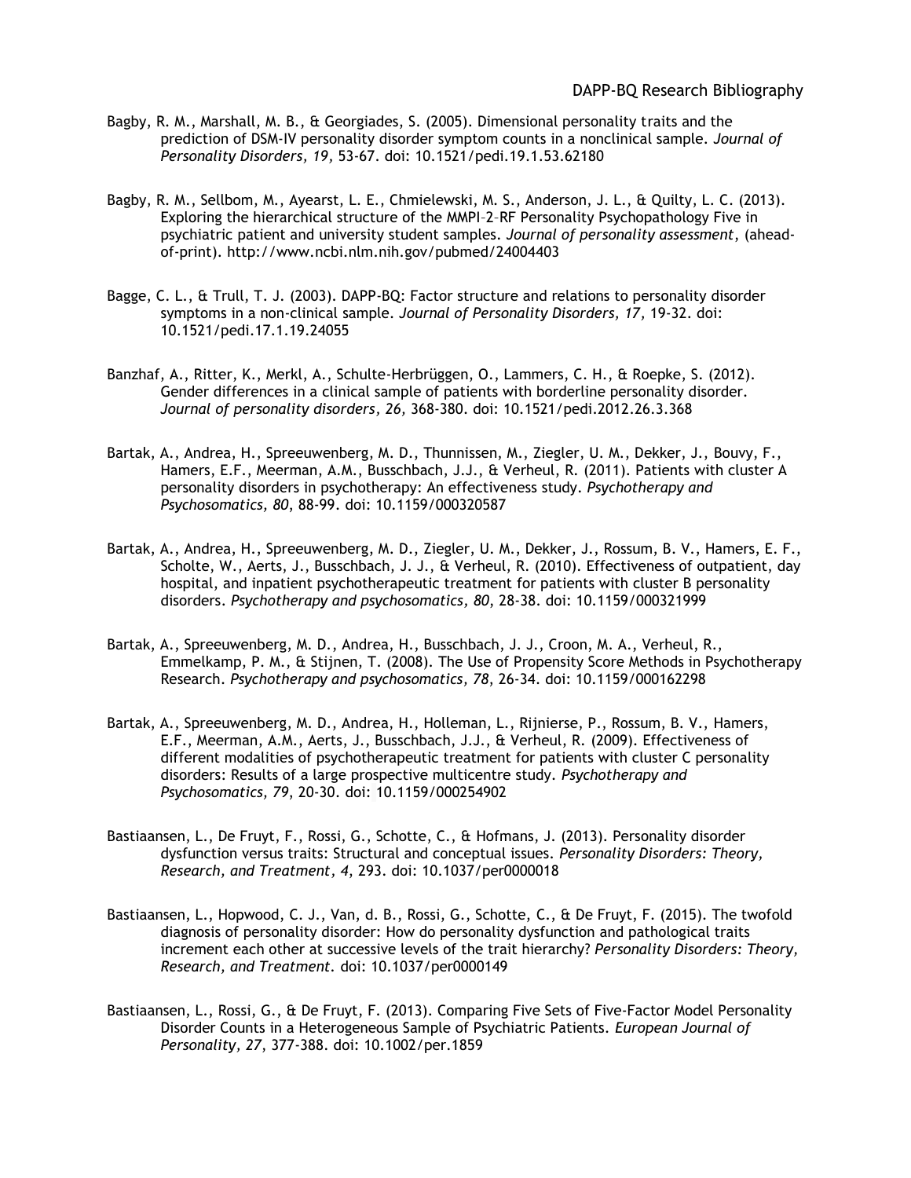Bagby, R. M., Marshall, M. B., & Georgiades, S. (2005). Dimensional personality traits and the prediction of DSM-IV personality disorder symptom counts in a nonclinical sample. *Journal of Personality Disorders, 19,* 53-67. doi: 10.1521/pedi.19.1.53.62180

Bagby, R. M., Sellbom, M., Ayearst, L. E., Chmielewski, M. S., Anderson, J. L., & Quilty, L. C. (2013). Exploring the hierarchical structure of the MMPI–2–RF Personality Psychopathology Five in psychiatric patient and university student samples. *Journal of personality assessment,* (ahead-of-print). http://www.ncbi.nlm.nih.gov/pubmed/24004403

Bagge, C. L., & Trull, T. J. (2003). DAPP-BQ: Factor structure and relations to personality disorder symptoms in a non-clinical sample. *Journal of Personality Disorders, 17,* 19-32. doi: 10.1521/pedi.17.1.19.24055

Banzhaf, A., Ritter, K., Merkl, A., Schulte-Herbrüggen, O., Lammers, C. H., & Roepke, S. (2012). Gender differences in a clinical sample of patients with borderline personality disorder. *Journal of personality disorders, 26,* 368-380. doi: 10.1521/pedi.2012.26.3.368

Bartak, A., Andrea, H., Spreeuwenberg, M. D., Thunnissen, M., Ziegler, U. M., Dekker, J., Bouvy, F., Hamers, E.F., Meerman, A.M., Busschbach, J.J., & Verheul, R. (2011). Patients with cluster A personality disorders in psychotherapy: An effectiveness study. *Psychotherapy and Psychosomatics, 80*, 88-99. doi: 10.1159/000320587

Bartak, A., Andrea, H., Spreeuwenberg, M. D., Ziegler, U. M., Dekker, J., Rossum, B. V., Hamers, E. F., Scholte, W., Aerts, J., Busschbach, J. J., & Verheul, R. (2010). Effectiveness of outpatient, day hospital, and inpatient psychotherapeutic treatment for patients with cluster B personality disorders. *Psychotherapy and psychosomatics, 80*, 28-38. doi: 10.1159/000321999

Bartak, A., Spreeuwenberg, M. D., Andrea, H., Busschbach, J. J., Croon, M. A., Verheul, R., Emmelkamp, P. M., & Stijnen, T. (2008). The Use of Propensity Score Methods in Psychotherapy Research. *Psychotherapy and psychosomatics, 78*, 26-34. doi: 10.1159/000162298

Bartak, A., Spreeuwenberg, M. D., Andrea, H., Holleman, L., Rijnierse, P., Rossum, B. V., Hamers, E.F., Meerman, A.M., Aerts, J., Busschbach, J.J., & Verheul, R. (2009). Effectiveness of different modalities of psychotherapeutic treatment for patients with cluster C personality disorders: Results of a large prospective multicentre study. *Psychotherapy and Psychosomatics, 79*, 20-30. doi: 10.1159/000254902

Bastiaansen, L., De Fruyt, F., Rossi, G., Schotte, C., & Hofmans, J. (2013). Personality disorder dysfunction versus traits: Structural and conceptual issues. *Personality Disorders: Theory, Research, and Treatment, 4*, 293. doi: 10.1037/per0000018

Bastiaansen, L., Hopwood, C. J., Van, d. B., Rossi, G., Schotte, C., & De Fruyt, F. (2015). The twofold diagnosis of personality disorder: How do personality dysfunction and pathological traits increment each other at successive levels of the trait hierarchy? *Personality Disorders: Theory, Research, and Treatment.* doi: 10.1037/per0000149

Bastiaansen, L., Rossi, G., & De Fruyt, F. (2013). Comparing Five Sets of Five-Factor Model Personality Disorder Counts in a Heterogeneous Sample of Psychiatric Patients. *European Journal of Personality, 27*, 377-388. doi: 10.1002/per.1859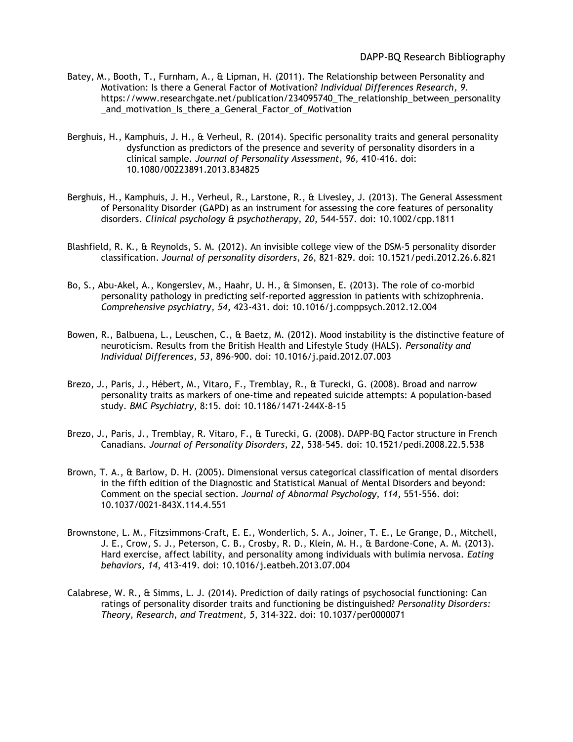Batey, M., Booth, T., Furnham, A., & Lipman, H. (2011). The Relationship between Personality and Motivation: Is there a General Factor of Motivation? *Individual Differences Research, 9.* https://www.researchgate.net/publication/234095740_The_relationship_between_personality_and_motivation_Is_there_a_General_Factor_of_Motivation

Berghuis, H., Kamphuis, J. H., & Verheul, R. (2014). Specific personality traits and general personality dysfunction as predictors of the presence and severity of personality disorders in a clinical sample. *Journal of Personality Assessment, 96,* 410-416. doi: 10.1080/00223891.2013.834825

Berghuis, H., Kamphuis, J. H., Verheul, R., Larstone, R., & Livesley, J. (2013). The General Assessment of Personality Disorder (GAPD) as an instrument for assessing the core features of personality disorders. *Clinical psychology & psychotherapy, 20,* 544-557. doi: 10.1002/cpp.1811

Blashfield, R. K., & Reynolds, S. M. (2012). An invisible college view of the DSM-5 personality disorder classification. *Journal of personality disorders, 26*, 821-829. doi: 10.1521/pedi.2012.26.6.821

Bo, S., Abu-Akel, A., Kongerslev, M., Haahr, U. H., & Simonsen, E. (2013). The role of co-morbid personality pathology in predicting self-reported aggression in patients with schizophrenia. *Comprehensive psychiatry, 54*, 423-431. doi: 10.1016/j.comppsych.2012.12.004

Bowen, R., Balbuena, L., Leuschen, C., & Baetz, M. (2012). Mood instability is the distinctive feature of neuroticism. Results from the British Health and Lifestyle Study (HALS). *Personality and Individual Differences, 53*, 896-900. doi: 10.1016/j.paid.2012.07.003

Brezo, J., Paris, J., Hébert, M., Vitaro, F., Tremblay, R., & Turecki, G. (2008). Broad and narrow personality traits as markers of one-time and repeated suicide attempts: A population-based study. *BMC Psychiatry,* 8:15. doi: 10.1186/1471-244X-8-15

Brezo, J., Paris, J., Tremblay, R. Vitaro, F., & Turecki, G. (2008). DAPP-BQ Factor structure in French Canadians. *Journal of Personality Disorders, 22,* 538-545. doi: 10.1521/pedi.2008.22.5.538

Brown, T. A., & Barlow, D. H. (2005). Dimensional versus categorical classification of mental disorders in the fifth edition of the Diagnostic and Statistical Manual of Mental Disorders and beyond: Comment on the special section. *Journal of Abnormal Psychology, 114,* 551-556. doi: 10.1037/0021-843X.114.4.551

Brownstone, L. M., Fitzsimmons-Craft, E. E., Wonderlich, S. A., Joiner, T. E., Le Grange, D., Mitchell, J. E., Crow, S. J., Peterson, C. B., Crosby, R. D., Klein, M. H., & Bardone-Cone, A. M. (2013). Hard exercise, affect lability, and personality among individuals with bulimia nervosa. *Eating behaviors, 14*, 413-419. doi: 10.1016/j.eatbeh.2013.07.004

Calabrese, W. R., & Simms, L. J. (2014). Prediction of daily ratings of psychosocial functioning: Can ratings of personality disorder traits and functioning be distinguished? *Personality Disorders: Theory, Research, and Treatment, 5,* 314-322. doi: 10.1037/per0000071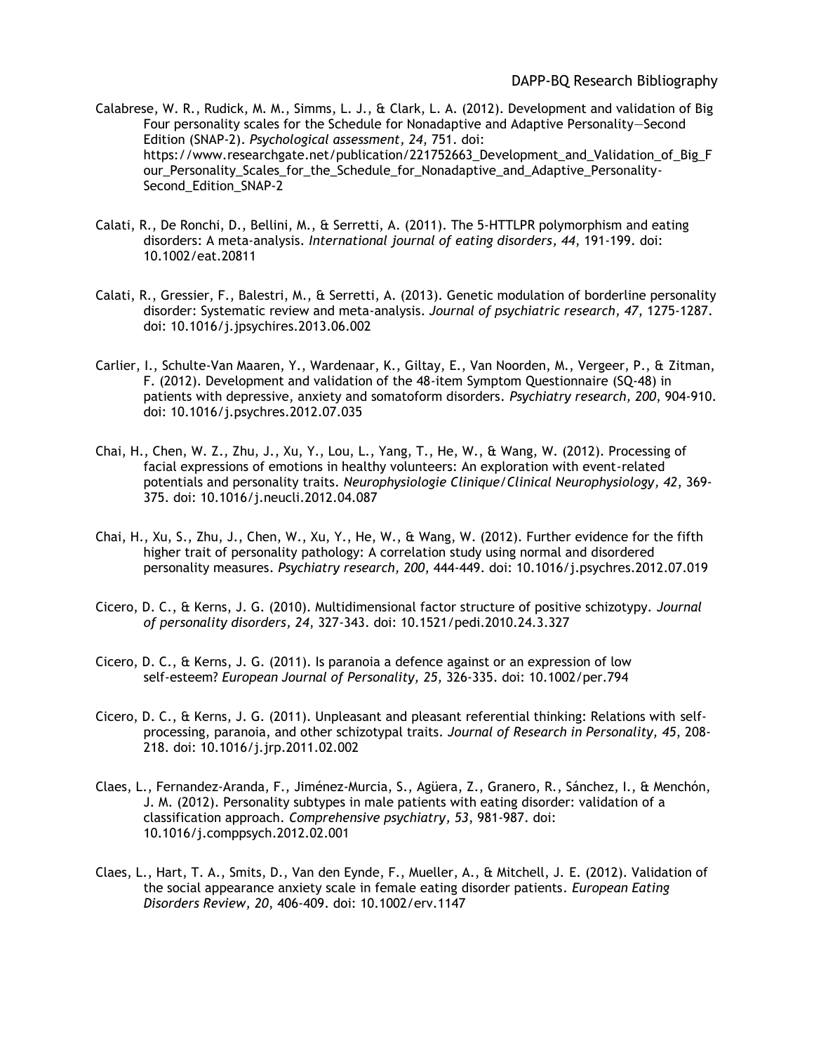Calabrese, W. R., Rudick, M. M., Simms, L. J., & Clark, L. A. (2012). Development and validation of Big Four personality scales for the Schedule for Nonadaptive and Adaptive Personality—Second Edition (SNAP-2). *Psychological assessment, 24*, 751. doi: https://www.researchgate.net/publication/221752663_Development_and_Validation_of_Big_Four_Personality_Scales_for_the_Schedule_for_Nonadaptive_and_Adaptive_Personality-Second_Edition_SNAP-2

Calati, R., De Ronchi, D., Bellini, M., & Serretti, A. (2011). The 5-HTTLPR polymorphism and eating disorders: A meta-analysis. *International journal of eating disorders, 44*, 191-199. doi: 10.1002/eat.20811

Calati, R., Gressier, F., Balestri, M., & Serretti, A. (2013). Genetic modulation of borderline personality disorder: Systematic review and meta-analysis. *Journal of psychiatric research, 47*, 1275-1287. doi: 10.1016/j.jpsychires.2013.06.002

Carlier, I., Schulte-Van Maaren, Y., Wardenaar, K., Giltay, E., Van Noorden, M., Vergeer, P., & Zitman, F. (2012). Development and validation of the 48-item Symptom Questionnaire (SQ-48) in patients with depressive, anxiety and somatoform disorders. *Psychiatry research, 200*, 904-910. doi: 10.1016/j.psychres.2012.07.035

Chai, H., Chen, W. Z., Zhu, J., Xu, Y., Lou, L., Yang, T., He, W., & Wang, W. (2012). Processing of facial expressions of emotions in healthy volunteers: An exploration with event-related potentials and personality traits. *Neurophysiologie Clinique/Clinical Neurophysiology, 42*, 369-375. doi: 10.1016/j.neucli.2012.04.087

Chai, H., Xu, S., Zhu, J., Chen, W., Xu, Y., He, W., & Wang, W. (2012). Further evidence for the fifth higher trait of personality pathology: A correlation study using normal and disordered personality measures. *Psychiatry research, 200*, 444-449. doi: 10.1016/j.psychres.2012.07.019

Cicero, D. C., & Kerns, J. G. (2010). Multidimensional factor structure of positive schizotypy. *Journal of personality disorders, 24*, 327-343. doi: 10.1521/pedi.2010.24.3.327

Cicero, D. C., & Kerns, J. G. (2011). Is paranoia a defence against or an expression of low self-esteem? *European Journal of Personality, 25,* 326-335. doi: 10.1002/per.794

Cicero, D. C., & Kerns, J. G. (2011). Unpleasant and pleasant referential thinking: Relations with self-processing, paranoia, and other schizotypal traits. *Journal of Research in Personality, 45*, 208-218. doi: 10.1016/j.jrp.2011.02.002

Claes, L., Fernandez-Aranda, F., Jiménez-Murcia, S., Agüera, Z., Granero, R., Sánchez, I., & Menchón, J. M. (2012). Personality subtypes in male patients with eating disorder: validation of a classification approach. *Comprehensive psychiatry, 53*, 981-987. doi: 10.1016/j.comppsych.2012.02.001

Claes, L., Hart, T. A., Smits, D., Van den Eynde, F., Mueller, A., & Mitchell, J. E. (2012). Validation of the social appearance anxiety scale in female eating disorder patients. *European Eating Disorders Review, 20*, 406-409. doi: 10.1002/erv.1147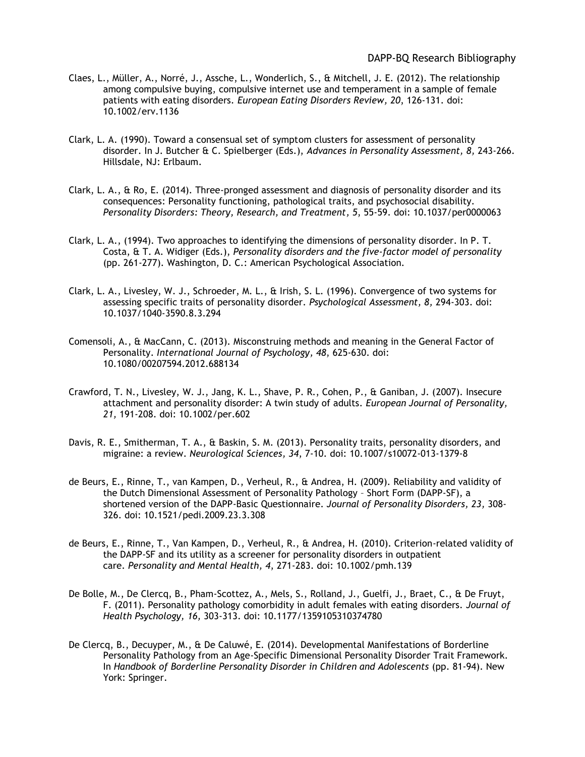Claes, L., Müller, A., Norré, J., Assche, L., Wonderlich, S., & Mitchell, J. E. (2012). The relationship among compulsive buying, compulsive internet use and temperament in a sample of female patients with eating disorders. *European Eating Disorders Review, 20*, 126-131. doi: 10.1002/erv.1136

Clark, L. A. (1990). Toward a consensual set of symptom clusters for assessment of personality disorder. In J. Butcher & C. Spielberger (Eds.), *Advances in Personality Assessment, 8,* 243-266. Hillsdale, NJ: Erlbaum.

Clark, L. A., & Ro, E. (2014). Three-pronged assessment and diagnosis of personality disorder and its consequences: Personality functioning, pathological traits, and psychosocial disability. *Personality Disorders: Theory, Research, and Treatment, 5*, 55-59. doi: 10.1037/per0000063

Clark, L. A., (1994). Two approaches to identifying the dimensions of personality disorder. In P. T. Costa, & T. A. Widiger (Eds.), *Personality disorders and the five-factor model of personality* (pp. 261-277). Washington, D. C.: American Psychological Association.

Clark, L. A., Livesley, W. J., Schroeder, M. L., & Irish, S. L. (1996). Convergence of two systems for assessing specific traits of personality disorder. *Psychological Assessment, 8,* 294-303. doi: 10.1037/1040-3590.8.3.294

Comensoli, A., & MacCann, C. (2013). Misconstruing methods and meaning in the General Factor of Personality. *International Journal of Psychology, 48*, 625-630. doi: 10.1080/00207594.2012.688134

Crawford, T. N., Livesley, W. J., Jang, K. L., Shave, P. R., Cohen, P., & Ganiban, J. (2007). Insecure attachment and personality disorder: A twin study of adults. *European Journal of Personality, 21,* 191-208. doi: 10.1002/per.602

Davis, R. E., Smitherman, T. A., & Baskin, S. M. (2013). Personality traits, personality disorders, and migraine: a review. *Neurological Sciences, 34*, 7-10. doi: 10.1007/s10072-013-1379-8

de Beurs, E., Rinne, T., van Kampen, D., Verheul, R., & Andrea, H. (2009). Reliability and validity of the Dutch Dimensional Assessment of Personality Pathology – Short Form (DAPP-SF), a shortened version of the DAPP-Basic Questionnaire. *Journal of Personality Disorders, 23,* 308-326. doi: 10.1521/pedi.2009.23.3.308

de Beurs, E., Rinne, T., Van Kampen, D., Verheul, R., & Andrea, H. (2010). Criterion-related validity of the DAPP-SF and its utility as a screener for personality disorders in outpatient care. *Personality and Mental Health, 4*, 271-283. doi: 10.1002/pmh.139

De Bolle, M., De Clercq, B., Pham-Scottez, A., Mels, S., Rolland, J., Guelfi, J., Braet, C., & De Fruyt, F. (2011). Personality pathology comorbidity in adult females with eating disorders. *Journal of Health Psychology, 16,* 303-313. doi: 10.1177/1359105310374780

De Clercq, B., Decuyper, M., & De Caluwé, E. (2014). Developmental Manifestations of Borderline Personality Pathology from an Age-Specific Dimensional Personality Disorder Trait Framework. In *Handbook of Borderline Personality Disorder in Children and Adolescents* (pp. 81-94). New York: Springer.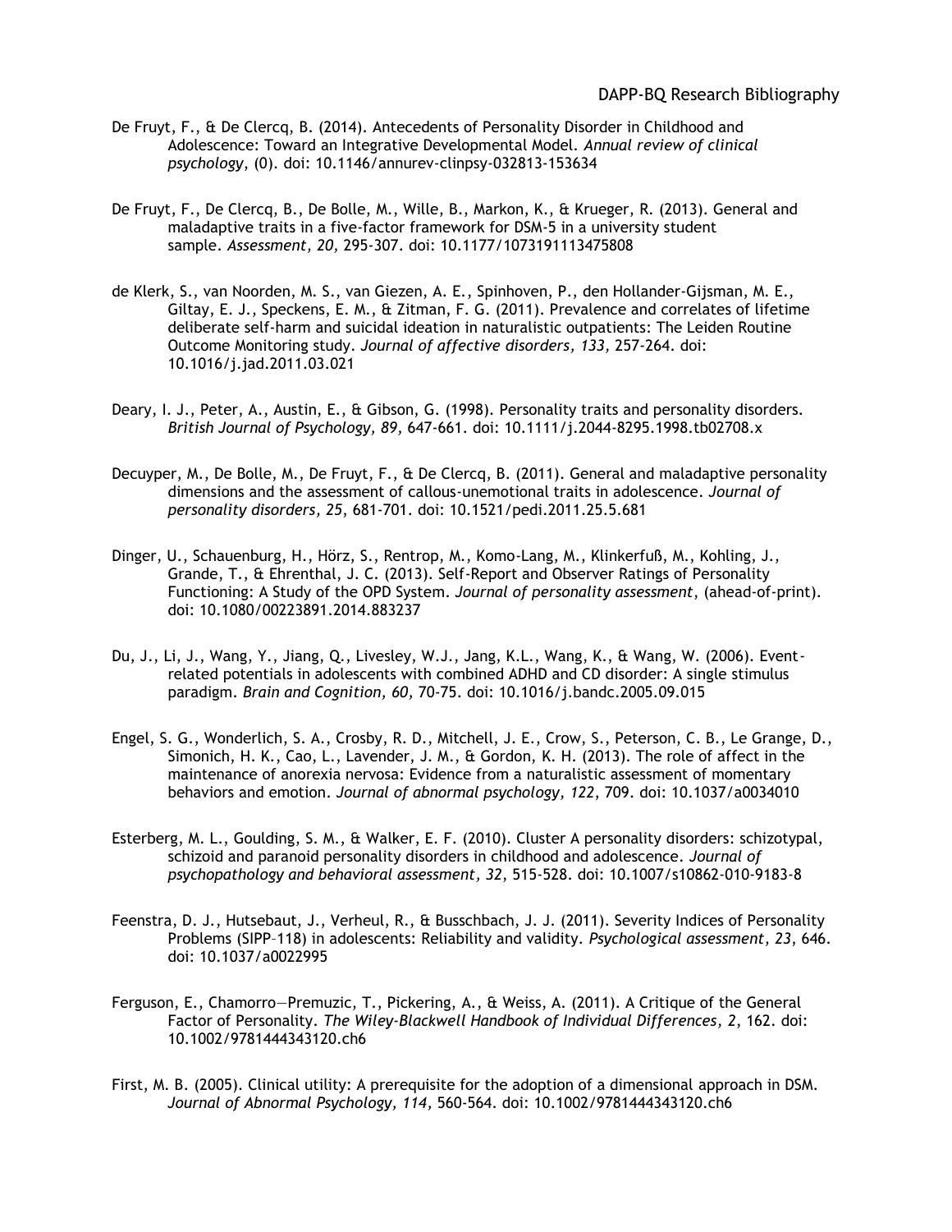De Fruyt, F., & De Clercq, B. (2014). Antecedents of Personality Disorder in Childhood and Adolescence: Toward an Integrative Developmental Model. *Annual review of clinical psychology*, (0). doi: 10.1146/annurev-clinpsy-032813-153634

De Fruyt, F., De Clercq, B., De Bolle, M., Wille, B., Markon, K., & Krueger, R. (2013). General and maladaptive traits in a five-factor framework for DSM-5 in a university student sample. *Assessment, 20,* 295-307. doi: 10.1177/1073191113475808

de Klerk, S., van Noorden, M. S., van Giezen, A. E., Spinhoven, P., den Hollander-Gijsman, M. E., Giltay, E. J., Speckens, E. M., & Zitman, F. G. (2011). Prevalence and correlates of lifetime deliberate self-harm and suicidal ideation in naturalistic outpatients: The Leiden Routine Outcome Monitoring study. *Journal of affective disorders, 133,* 257-264. doi: 10.1016/j.jad.2011.03.021

Deary, I. J., Peter, A., Austin, E., & Gibson, G. (1998). Personality traits and personality disorders. *British Journal of Psychology, 89,* 647-661. doi: 10.1111/j.2044-8295.1998.tb02708.x

Decuyper, M., De Bolle, M., De Fruyt, F., & De Clercq, B. (2011). General and maladaptive personality dimensions and the assessment of callous-unemotional traits in adolescence. *Journal of personality disorders, 25,* 681-701. doi: 10.1521/pedi.2011.25.5.681

Dinger, U., Schauenburg, H., Hörz, S., Rentrop, M., Komo-Lang, M., Klinkerfuß, M., Kohling, J., Grande, T., & Ehrenthal, J. C. (2013). Self-Report and Observer Ratings of Personality Functioning: A Study of the OPD System. *Journal of personality assessment*, (ahead-of-print). doi: 10.1080/00223891.2014.883237

Du, J., Li, J., Wang, Y., Jiang, Q., Livesley, W.J., Jang, K.L., Wang, K., & Wang, W. (2006). Event-related potentials in adolescents with combined ADHD and CD disorder: A single stimulus paradigm. *Brain and Cognition, 60,* 70-75. doi: 10.1016/j.bandc.2005.09.015

Engel, S. G., Wonderlich, S. A., Crosby, R. D., Mitchell, J. E., Crow, S., Peterson, C. B., Le Grange, D., Simonich, H. K., Cao, L., Lavender, J. M., & Gordon, K. H. (2013). The role of affect in the maintenance of anorexia nervosa: Evidence from a naturalistic assessment of momentary behaviors and emotion. *Journal of abnormal psychology, 122,* 709. doi: 10.1037/a0034010

Esterberg, M. L., Goulding, S. M., & Walker, E. F. (2010). Cluster A personality disorders: schizotypal, schizoid and paranoid personality disorders in childhood and adolescence. *Journal of psychopathology and behavioral assessment, 32,* 515-528. doi: 10.1007/s10862-010-9183-8

Feenstra, D. J., Hutsebaut, J., Verheul, R., & Busschbach, J. J. (2011). Severity Indices of Personality Problems (SIPP–118) in adolescents: Reliability and validity. *Psychological assessment, 23,* 646. doi: 10.1037/a0022995

Ferguson, E., Chamorro—Premuzic, T., Pickering, A., & Weiss, A. (2011). A Critique of the General Factor of Personality. *The Wiley-Blackwell Handbook of Individual Differences, 2,* 162. doi: 10.1002/9781444343120.ch6

First, M. B. (2005). Clinical utility: A prerequisite for the adoption of a dimensional approach in DSM. *Journal of Abnormal Psychology, 114,* 560-564. doi: 10.1002/9781444343120.ch6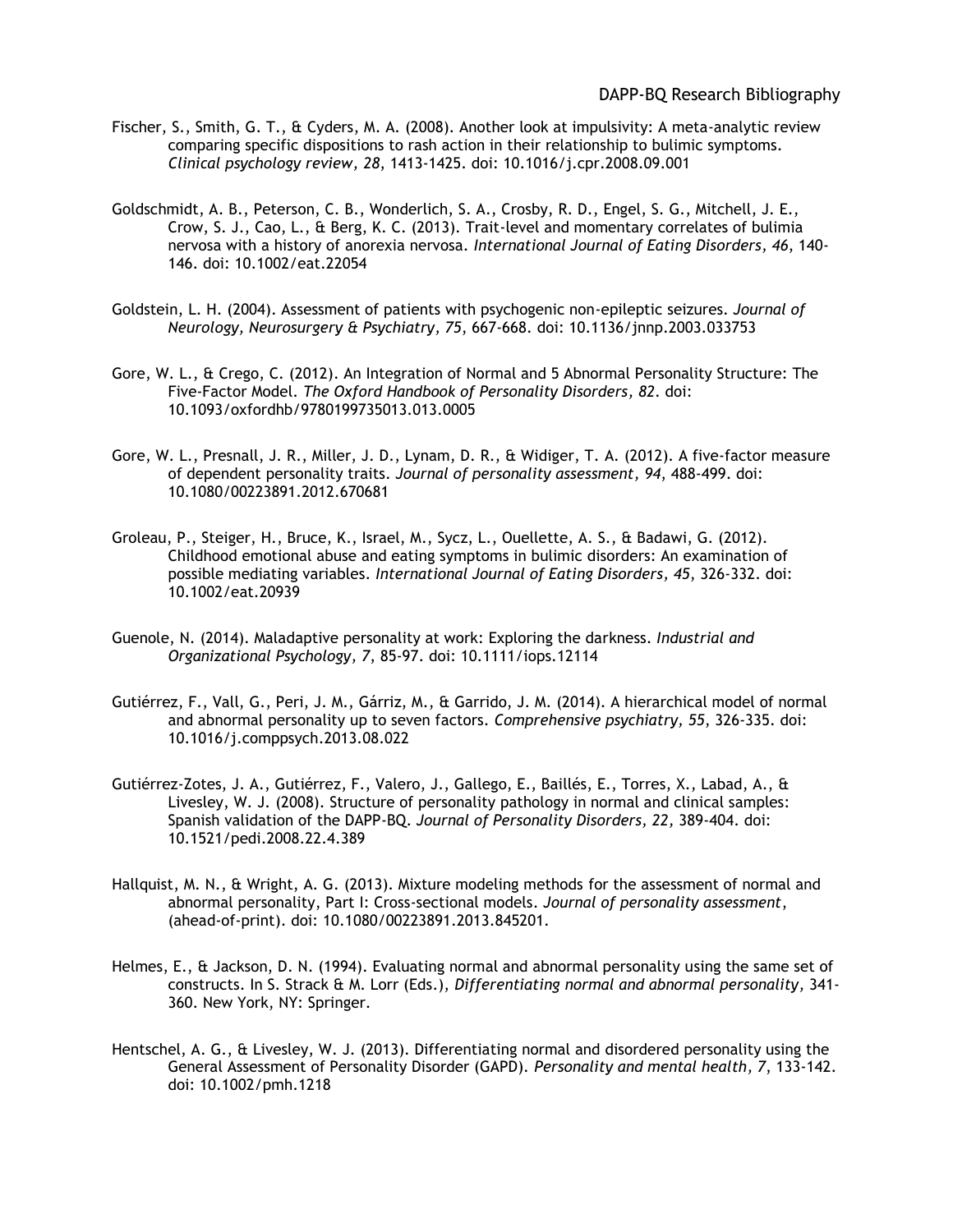Fischer, S., Smith, G. T., & Cyders, M. A. (2008). Another look at impulsivity: A meta-analytic review comparing specific dispositions to rash action in their relationship to bulimic symptoms. *Clinical psychology review, 28*, 1413-1425. doi: 10.1016/j.cpr.2008.09.001

Goldschmidt, A. B., Peterson, C. B., Wonderlich, S. A., Crosby, R. D., Engel, S. G., Mitchell, J. E., Crow, S. J., Cao, L., & Berg, K. C. (2013). Trait-level and momentary correlates of bulimia nervosa with a history of anorexia nervosa. *International Journal of Eating Disorders, 46*, 140-146. doi: 10.1002/eat.22054

Goldstein, L. H. (2004). Assessment of patients with psychogenic non-epileptic seizures. *Journal of Neurology, Neurosurgery & Psychiatry, 75*, 667-668. doi: 10.1136/jnnp.2003.033753

Gore, W. L., & Crego, C. (2012). An Integration of Normal and 5 Abnormal Personality Structure: The Five-Factor Model. *The Oxford Handbook of Personality Disorders, 82*. doi: 10.1093/oxfordhb/9780199735013.013.0005

Gore, W. L., Presnall, J. R., Miller, J. D., Lynam, D. R., & Widiger, T. A. (2012). A five-factor measure of dependent personality traits. *Journal of personality assessment, 94*, 488-499. doi: 10.1080/00223891.2012.670681

Groleau, P., Steiger, H., Bruce, K., Israel, M., Sycz, L., Ouellette, A. S., & Badawi, G. (2012). Childhood emotional abuse and eating symptoms in bulimic disorders: An examination of possible mediating variables. *International Journal of Eating Disorders, 45*, 326-332. doi: 10.1002/eat.20939

Guenole, N. (2014). Maladaptive personality at work: Exploring the darkness. *Industrial and Organizational Psychology, 7*, 85-97. doi: 10.1111/iops.12114

Gutiérrez, F., Vall, G., Peri, J. M., Gárriz, M., & Garrido, J. M. (2014). A hierarchical model of normal and abnormal personality up to seven factors. *Comprehensive psychiatry, 55*, 326-335. doi: 10.1016/j.comppsych.2013.08.022

Gutiérrez-Zotes, J. A., Gutiérrez, F., Valero, J., Gallego, E., Baillés, E., Torres, X., Labad, A., & Livesley, W. J. (2008). Structure of personality pathology in normal and clinical samples: Spanish validation of the DAPP-BQ. *Journal of Personality Disorders, 22*, 389-404. doi: 10.1521/pedi.2008.22.4.389

Hallquist, M. N., & Wright, A. G. (2013). Mixture modeling methods for the assessment of normal and abnormal personality, Part I: Cross-sectional models. *Journal of personality assessment*, (ahead-of-print). doi: 10.1080/00223891.2013.845201.

Helmes, E., & Jackson, D. N. (1994). Evaluating normal and abnormal personality using the same set of constructs. In S. Strack & M. Lorr (Eds.), *Differentiating normal and abnormal personality*, 341-360. New York, NY: Springer.

Hentschel, A. G., & Livesley, W. J. (2013). Differentiating normal and disordered personality using the General Assessment of Personality Disorder (GAPD). *Personality and mental health, 7*, 133-142. doi: 10.1002/pmh.1218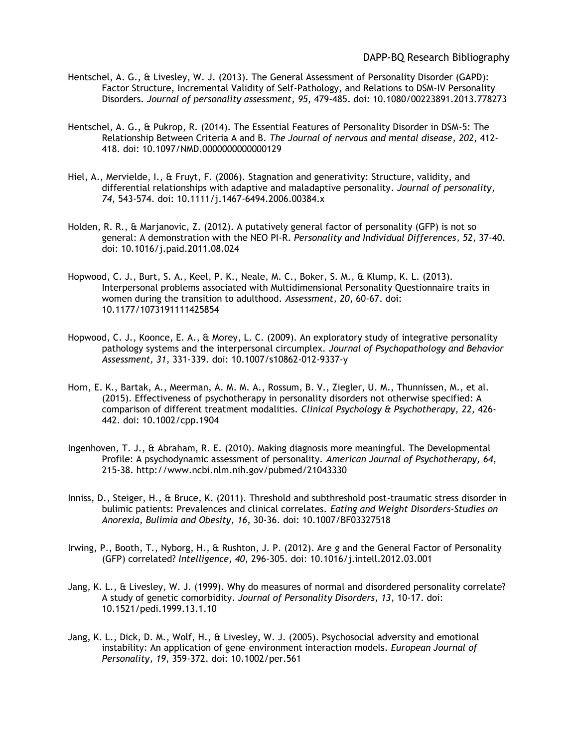Hentschel, A. G., & Livesley, W. J. (2013). The General Assessment of Personality Disorder (GAPD): Factor Structure, Incremental Validity of Self-Pathology, and Relations to DSM–IV Personality Disorders. *Journal of personality assessment, 95*, 479-485. doi: 10.1080/00223891.2013.778273

Hentschel, A. G., & Pukrop, R. (2014). The Essential Features of Personality Disorder in DSM-5: The Relationship Between Criteria A and B. *The Journal of nervous and mental disease, 202*, 412-418. doi: 10.1097/NMD.0000000000000129

Hiel, A., Mervielde, I., & Fruyt, F. (2006). Stagnation and generativity: Structure, validity, and differential relationships with adaptive and maladaptive personality. *Journal of personality, 74*, 543-574. doi: 10.1111/j.1467-6494.2006.00384.x

Holden, R. R., & Marjanovic, Z. (2012). A putatively general factor of personality (GFP) is not so general: A demonstration with the NEO PI-R. *Personality and Individual Differences, 52*, 37-40. doi: 10.1016/j.paid.2011.08.024

Hopwood, C. J., Burt, S. A., Keel, P. K., Neale, M. C., Boker, S. M., & Klump, K. L. (2013). Interpersonal problems associated with Multidimensional Personality Questionnaire traits in women during the transition to adulthood. *Assessment, 20*, 60-67. doi: 10.1177/1073191111425854

Hopwood, C. J., Koonce, E. A., & Morey, L. C. (2009). An exploratory study of integrative personality pathology systems and the interpersonal circumplex. *Journal of Psychopathology and Behavior Assessment, 31*, 331-339. doi: 10.1007/s10862-012-9337-y

Horn, E. K., Bartak, A., Meerman, A. M. M. A., Rossum, B. V., Ziegler, U. M., Thunnissen, M., et al. (2015). Effectiveness of psychotherapy in personality disorders not otherwise specified: A comparison of different treatment modalities. *Clinical Psychology & Psychotherapy, 22*, 426-442. doi: 10.1002/cpp.1904

Ingenhoven, T. J., & Abraham, R. E. (2010). Making diagnosis more meaningful. The Developmental Profile: A psychodynamic assessment of personality. *American Journal of Psychotherapy, 64*, 215-38. http://www.ncbi.nlm.nih.gov/pubmed/21043330

Inniss, D., Steiger, H., & Bruce, K. (2011). Threshold and subthreshold post-traumatic stress disorder in bulimic patients: Prevalences and clinical correlates. *Eating and Weight Disorders-Studies on Anorexia, Bulimia and Obesity, 16*, 30-36. doi: 10.1007/BF03327518

Irwing, P., Booth, T., Nyborg, H., & Rushton, J. P. (2012). Are *g* and the General Factor of Personality (GFP) correlated? *Intelligence, 40*, 296-305. doi: 10.1016/j.intell.2012.03.001

Jang, K. L., & Livesley, W. J. (1999). Why do measures of normal and disordered personality correlate? A study of genetic comorbidity. *Journal of Personality Disorders, 13*, 10-17. doi: 10.1521/pedi.1999.13.1.10

Jang, K. L., Dick, D. M., Wolf, H., & Livesley, W. J. (2005). Psychosocial adversity and emotional instability: An application of gene–environment interaction models. *European Journal of Personality, 19*, 359-372. doi: 10.1002/per.561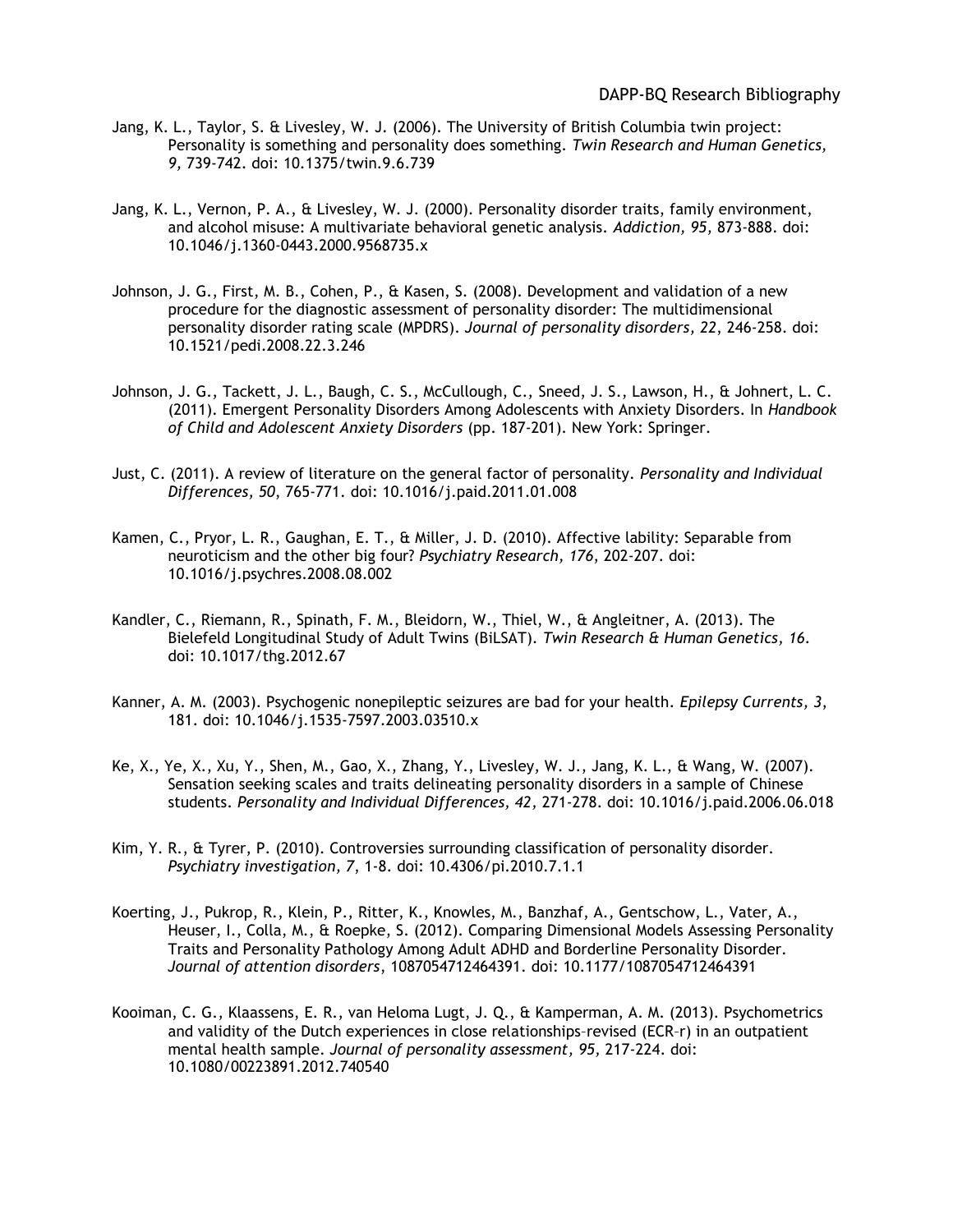Jang, K. L., Taylor, S. & Livesley, W. J. (2006). The University of British Columbia twin project: Personality is something and personality does something. *Twin Research and Human Genetics, 9,* 739-742. doi: 10.1375/twin.9.6.739

Jang, K. L., Vernon, P. A., & Livesley, W. J. (2000). Personality disorder traits, family environment, and alcohol misuse: A multivariate behavioral genetic analysis. *Addiction, 95,* 873-888. doi: 10.1046/j.1360-0443.2000.9568735.x

Johnson, J. G., First, M. B., Cohen, P., & Kasen, S. (2008). Development and validation of a new procedure for the diagnostic assessment of personality disorder: The multidimensional personality disorder rating scale (MPDRS). *Journal of personality disorders, 22*, 246-258. doi: 10.1521/pedi.2008.22.3.246

Johnson, J. G., Tackett, J. L., Baugh, C. S., McCullough, C., Sneed, J. S., Lawson, H., & Johnert, L. C. (2011). Emergent Personality Disorders Among Adolescents with Anxiety Disorders. In *Handbook of Child and Adolescent Anxiety Disorders* (pp. 187-201). New York: Springer.

Just, C. (2011). A review of literature on the general factor of personality. *Personality and Individual Differences, 50*, 765-771. doi: 10.1016/j.paid.2011.01.008

Kamen, C., Pryor, L. R., Gaughan, E. T., & Miller, J. D. (2010). Affective lability: Separable from neuroticism and the other big four? *Psychiatry Research, 176*, 202-207. doi: 10.1016/j.psychres.2008.08.002

Kandler, C., Riemann, R., Spinath, F. M., Bleidorn, W., Thiel, W., & Angleitner, A. (2013). The Bielefeld Longitudinal Study of Adult Twins (BiLSAT). *Twin Research & Human Genetics, 16*. doi: 10.1017/thg.2012.67

Kanner, A. M. (2003). Psychogenic nonepileptic seizures are bad for your health. *Epilepsy Currents, 3*, 181. doi: 10.1046/j.1535-7597.2003.03510.x

Ke, X., Ye, X., Xu, Y., Shen, M., Gao, X., Zhang, Y., Livesley, W. J., Jang, K. L., & Wang, W. (2007). Sensation seeking scales and traits delineating personality disorders in a sample of Chinese students. *Personality and Individual Differences, 42,* 271-278. doi: 10.1016/j.paid.2006.06.018

Kim, Y. R., & Tyrer, P. (2010). Controversies surrounding classification of personality disorder. *Psychiatry investigation, 7,* 1-8. doi: 10.4306/pi.2010.7.1.1

Koerting, J., Pukrop, R., Klein, P., Ritter, K., Knowles, M., Banzhaf, A., Gentschow, L., Vater, A., Heuser, I., Colla, M., & Roepke, S. (2012). Comparing Dimensional Models Assessing Personality Traits and Personality Pathology Among Adult ADHD and Borderline Personality Disorder. *Journal of attention disorders*, 1087054712464391. doi: 10.1177/1087054712464391

Kooiman, C. G., Klaassens, E. R., van Heloma Lugt, J. Q., & Kamperman, A. M. (2013). Psychometrics and validity of the Dutch experiences in close relationships–revised (ECR–r) in an outpatient mental health sample. *Journal of personality assessment, 95,* 217-224. doi: 10.1080/00223891.2012.740540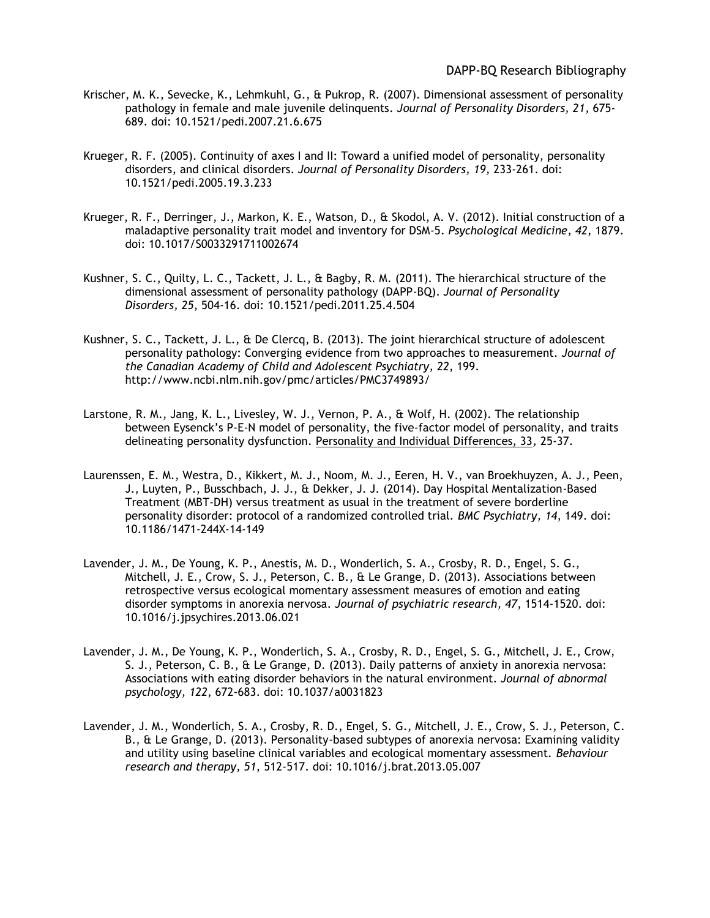Krischer, M. K., Sevecke, K., Lehmkuhl, G., & Pukrop, R. (2007). Dimensional assessment of personality pathology in female and male juvenile delinquents. *Journal of Personality Disorders, 21,* 675-689. doi: 10.1521/pedi.2007.21.6.675

Krueger, R. F. (2005). Continuity of axes I and II: Toward a unified model of personality, personality disorders, and clinical disorders. *Journal of Personality Disorders, 19,* 233-261. doi: 10.1521/pedi.2005.19.3.233

Krueger, R. F., Derringer, J., Markon, K. E., Watson, D., & Skodol, A. V. (2012). Initial construction of a maladaptive personality trait model and inventory for DSM-5. *Psychological Medicine, 42*, 1879. doi: 10.1017/S0033291711002674

Kushner, S. C., Quilty, L. C., Tackett, J. L., & Bagby, R. M. (2011). The hierarchical structure of the dimensional assessment of personality pathology (DAPP-BQ). *Journal of Personality Disorders, 25,* 504-16. doi: 10.1521/pedi.2011.25.4.504

Kushner, S. C., Tackett, J. L., & De Clercq, B. (2013). The joint hierarchical structure of adolescent personality pathology: Converging evidence from two approaches to measurement. *Journal of the Canadian Academy of Child and Adolescent Psychiatry, 22*, 199. http://www.ncbi.nlm.nih.gov/pmc/articles/PMC3749893/

Larstone, R. M., Jang, K. L., Livesley, W. J., Vernon, P. A., & Wolf, H. (2002). The relationship between Eysenck's P-E-N model of personality, the five-factor model of personality, and traits delineating personality dysfunction. Personality and Individual Differences, 33, 25-37.

Laurenssen, E. M., Westra, D., Kikkert, M. J., Noom, M. J., Eeren, H. V., van Broekhuyzen, A. J., Peen, J., Luyten, P., Busschbach, J. J., & Dekker, J. J. (2014). Day Hospital Mentalization-Based Treatment (MBT-DH) versus treatment as usual in the treatment of severe borderline personality disorder: protocol of a randomized controlled trial. *BMC Psychiatry, 14,* 149. doi: 10.1186/1471-244X-14-149

Lavender, J. M., De Young, K. P., Anestis, M. D., Wonderlich, S. A., Crosby, R. D., Engel, S. G., Mitchell, J. E., Crow, S. J., Peterson, C. B., & Le Grange, D. (2013). Associations between retrospective versus ecological momentary assessment measures of emotion and eating disorder symptoms in anorexia nervosa. *Journal of psychiatric research, 47*, 1514-1520. doi: 10.1016/j.jpsychires.2013.06.021

Lavender, J. M., De Young, K. P., Wonderlich, S. A., Crosby, R. D., Engel, S. G., Mitchell, J. E., Crow, S. J., Peterson, C. B., & Le Grange, D. (2013). Daily patterns of anxiety in anorexia nervosa: Associations with eating disorder behaviors in the natural environment. *Journal of abnormal psychology, 122*, 672-683. doi: 10.1037/a0031823

Lavender, J. M., Wonderlich, S. A., Crosby, R. D., Engel, S. G., Mitchell, J. E., Crow, S. J., Peterson, C. B., & Le Grange, D. (2013). Personality-based subtypes of anorexia nervosa: Examining validity and utility using baseline clinical variables and ecological momentary assessment. *Behaviour research and therapy, 51*, 512-517. doi: 10.1016/j.brat.2013.05.007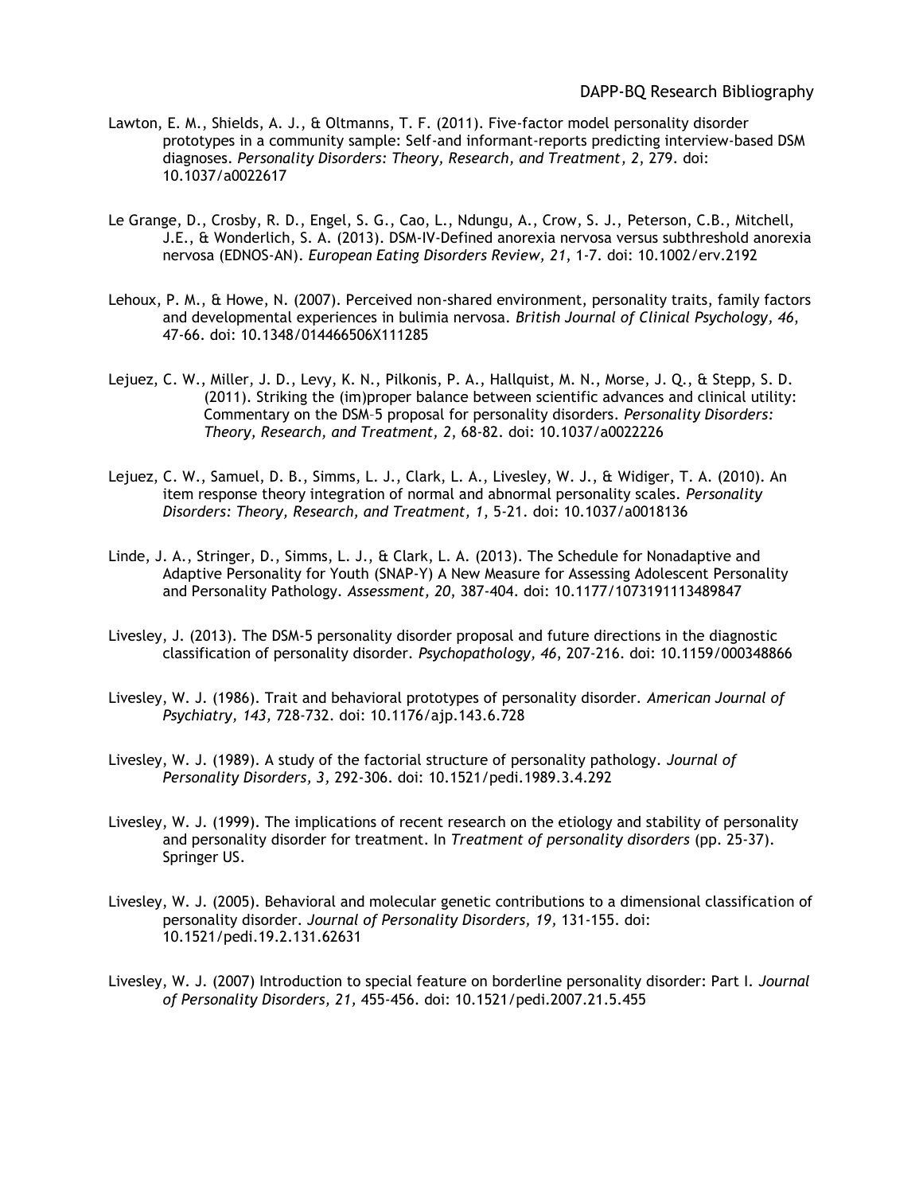Lawton, E. M., Shields, A. J., & Oltmanns, T. F. (2011). Five-factor model personality disorder prototypes in a community sample: Self-and informant-reports predicting interview-based DSM diagnoses. *Personality Disorders: Theory, Research, and Treatment, 2*, 279. doi: 10.1037/a0022617

Le Grange, D., Crosby, R. D., Engel, S. G., Cao, L., Ndungu, A., Crow, S. J., Peterson, C.B., Mitchell, J.E., & Wonderlich, S. A. (2013). DSM-IV-Defined anorexia nervosa versus subthreshold anorexia nervosa (EDNOS-AN). *European Eating Disorders Review, 21*, 1-7. doi: 10.1002/erv.2192

Lehoux, P. M., & Howe, N. (2007). Perceived non-shared environment, personality traits, family factors and developmental experiences in bulimia nervosa. *British Journal of Clinical Psychology, 46*, 47-66. doi: 10.1348/014466506X111285

Lejuez, C. W., Miller, J. D., Levy, K. N., Pilkonis, P. A., Hallquist, M. N., Morse, J. Q., & Stepp, S. D. (2011). Striking the (im)proper balance between scientific advances and clinical utility: Commentary on the DSM–5 proposal for personality disorders. *Personality Disorders: Theory, Research, and Treatment, 2*, 68-82. doi: 10.1037/a0022226

Lejuez, C. W., Samuel, D. B., Simms, L. J., Clark, L. A., Livesley, W. J., & Widiger, T. A. (2010). An item response theory integration of normal and abnormal personality scales. *Personality Disorders: Theory, Research, and Treatment, 1*, 5-21. doi: 10.1037/a0018136

Linde, J. A., Stringer, D., Simms, L. J., & Clark, L. A. (2013). The Schedule for Nonadaptive and Adaptive Personality for Youth (SNAP-Y) A New Measure for Assessing Adolescent Personality and Personality Pathology. *Assessment, 20*, 387-404. doi: 10.1177/1073191113489847

Livesley, J. (2013). The DSM-5 personality disorder proposal and future directions in the diagnostic classification of personality disorder. *Psychopathology, 46*, 207-216. doi: 10.1159/000348866

Livesley, W. J. (1986). Trait and behavioral prototypes of personality disorder. *American Journal of Psychiatry, 143,* 728-732. doi: 10.1176/ajp.143.6.728

Livesley, W. J. (1989). A study of the factorial structure of personality pathology. *Journal of Personality Disorders, 3,* 292-306. doi: 10.1521/pedi.1989.3.4.292

Livesley, W. J. (1999). The implications of recent research on the etiology and stability of personality and personality disorder for treatment. In *Treatment of personality disorders* (pp. 25-37). Springer US.

Livesley, W. J. (2005). Behavioral and molecular genetic contributions to a dimensional classification of personality disorder. *Journal of Personality Disorders, 19,* 131-155. doi: 10.1521/pedi.19.2.131.62631

Livesley, W. J. (2007) Introduction to special feature on borderline personality disorder: Part I. *Journal of Personality Disorders, 21,* 455-456. doi: 10.1521/pedi.2007.21.5.455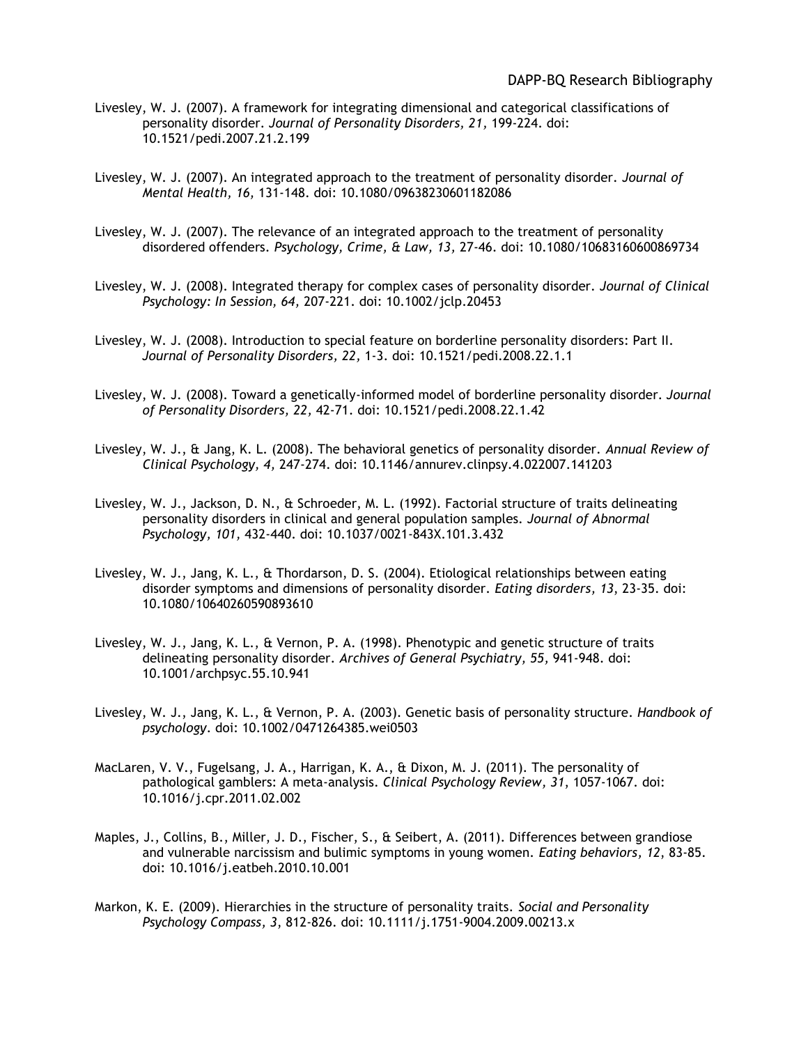Livesley, W. J. (2007). A framework for integrating dimensional and categorical classifications of personality disorder. *Journal of Personality Disorders, 21,* 199-224. doi: 10.1521/pedi.2007.21.2.199

Livesley, W. J. (2007). An integrated approach to the treatment of personality disorder. *Journal of Mental Health, 16,* 131-148. doi: 10.1080/09638230601182086

Livesley, W. J. (2007). The relevance of an integrated approach to the treatment of personality disordered offenders. *Psychology, Crime, & Law, 13,* 27-46. doi: 10.1080/10683160600869734

Livesley, W. J. (2008). Integrated therapy for complex cases of personality disorder. *Journal of Clinical Psychology: In Session, 64,* 207-221. doi: 10.1002/jclp.20453

Livesley, W. J. (2008). Introduction to special feature on borderline personality disorders: Part II. *Journal of Personality Disorders, 22,* 1-3. doi: 10.1521/pedi.2008.22.1.1

Livesley, W. J. (2008). Toward a genetically-informed model of borderline personality disorder. *Journal of Personality Disorders, 22,* 42-71. doi: 10.1521/pedi.2008.22.1.42

Livesley, W. J., & Jang, K. L. (2008). The behavioral genetics of personality disorder. *Annual Review of Clinical Psychology, 4,* 247-274. doi: 10.1146/annurev.clinpsy.4.022007.141203

Livesley, W. J., Jackson, D. N., & Schroeder, M. L. (1992). Factorial structure of traits delineating personality disorders in clinical and general population samples. *Journal of Abnormal Psychology, 101,* 432-440. doi: 10.1037/0021-843X.101.3.432

Livesley, W. J., Jang, K. L., & Thordarson, D. S. (2004). Etiological relationships between eating disorder symptoms and dimensions of personality disorder. *Eating disorders, 13*, 23-35. doi: 10.1080/10640260590893610

Livesley, W. J., Jang, K. L., & Vernon, P. A. (1998). Phenotypic and genetic structure of traits delineating personality disorder. *Archives of General Psychiatry, 55,* 941-948. doi: 10.1001/archpsyc.55.10.941

Livesley, W. J., Jang, K. L., & Vernon, P. A. (2003). Genetic basis of personality structure. *Handbook of psychology*. doi: 10.1002/0471264385.wei0503

MacLaren, V. V., Fugelsang, J. A., Harrigan, K. A., & Dixon, M. J. (2011). The personality of pathological gamblers: A meta-analysis. *Clinical Psychology Review, 31,* 1057-1067. doi: 10.1016/j.cpr.2011.02.002

Maples, J., Collins, B., Miller, J. D., Fischer, S., & Seibert, A. (2011). Differences between grandiose and vulnerable narcissism and bulimic symptoms in young women. *Eating behaviors, 12,* 83-85. doi: 10.1016/j.eatbeh.2010.10.001

Markon, K. E. (2009). Hierarchies in the structure of personality traits. *Social and Personality Psychology Compass, 3,* 812-826. doi: 10.1111/j.1751-9004.2009.00213.x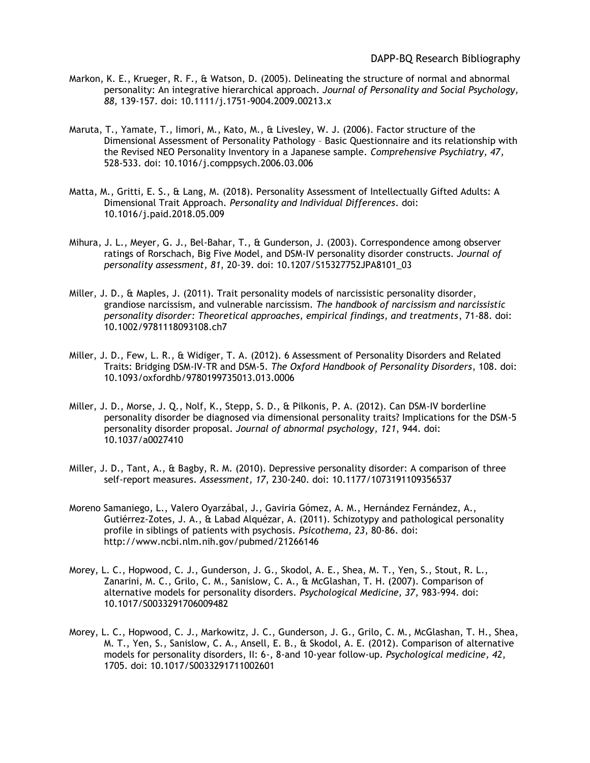Markon, K. E., Krueger, R. F., & Watson, D. (2005). Delineating the structure of normal and abnormal personality: An integrative hierarchical approach. *Journal of Personality and Social Psychology, 88,* 139-157. doi: 10.1111/j.1751-9004.2009.00213.x

Maruta, T., Yamate, T., Iimori, M., Kato, M., & Livesley, W. J. (2006). Factor structure of the Dimensional Assessment of Personality Pathology – Basic Questionnaire and its relationship with the Revised NEO Personality Inventory in a Japanese sample. *Comprehensive Psychiatry, 47,* 528-533. doi: 10.1016/j.comppsych.2006.03.006

Matta, M., Gritti, E. S., & Lang, M. (2018). Personality Assessment of Intellectually Gifted Adults: A Dimensional Trait Approach. *Personality and Individual Differences*. doi: 10.1016/j.paid.2018.05.009

Mihura, J. L., Meyer, G. J., Bel-Bahar, T., & Gunderson, J. (2003). Correspondence among observer ratings of Rorschach, Big Five Model, and DSM-IV personality disorder constructs. *Journal of personality assessment, 81,* 20-39. doi: 10.1207/S15327752JPA8101_03

Miller, J. D., & Maples, J. (2011). Trait personality models of narcissistic personality disorder, grandiose narcissism, and vulnerable narcissism. *The handbook of narcissism and narcissistic personality disorder: Theoretical approaches, empirical findings, and treatments*, 71-88. doi: 10.1002/9781118093108.ch7

Miller, J. D., Few, L. R., & Widiger, T. A. (2012). 6 Assessment of Personality Disorders and Related Traits: Bridging DSM-IV-TR and DSM-5. *The Oxford Handbook of Personality Disorders*, 108. doi: 10.1093/oxfordhb/9780199735013.013.0006

Miller, J. D., Morse, J. Q., Nolf, K., Stepp, S. D., & Pilkonis, P. A. (2012). Can DSM-IV borderline personality disorder be diagnosed via dimensional personality traits? Implications for the DSM-5 personality disorder proposal. *Journal of abnormal psychology, 121,* 944. doi: 10.1037/a0027410

Miller, J. D., Tant, A., & Bagby, R. M. (2010). Depressive personality disorder: A comparison of three self-report measures. *Assessment, 17,* 230-240. doi: 10.1177/1073191109356537

Moreno Samaniego, L., Valero Oyarzábal, J., Gaviria Gómez, A. M., Hernández Fernández, A., Gutiérrez-Zotes, J. A., & Labad Alquézar, A. (2011). Schizotypy and pathological personality profile in siblings of patients with psychosis. *Psicothema, 23,* 80-86. doi: http://www.ncbi.nlm.nih.gov/pubmed/21266146

Morey, L. C., Hopwood, C. J., Gunderson, J. G., Skodol, A. E., Shea, M. T., Yen, S., Stout, R. L., Zanarini, M. C., Grilo, C. M., Sanislow, C. A., & McGlashan, T. H. (2007). Comparison of alternative models for personality disorders. *Psychological Medicine, 37,* 983-994. doi: 10.1017/S0033291706009482

Morey, L. C., Hopwood, C. J., Markowitz, J. C., Gunderson, J. G., Grilo, C. M., McGlashan, T. H., Shea, M. T., Yen, S., Sanislow, C. A., Ansell, E. B., & Skodol, A. E. (2012). Comparison of alternative models for personality disorders, II: 6-, 8-and 10-year follow-up. *Psychological medicine, 42,* 1705. doi: 10.1017/S0033291711002601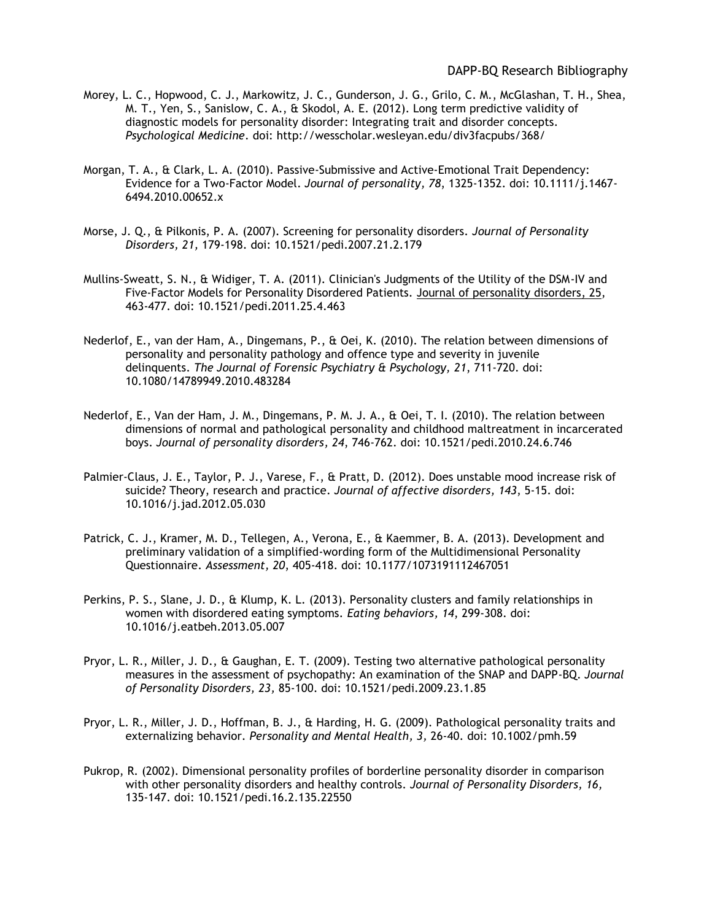Morey, L. C., Hopwood, C. J., Markowitz, J. C., Gunderson, J. G., Grilo, C. M., McGlashan, T. H., Shea, M. T., Yen, S., Sanislow, C. A., & Skodol, A. E. (2012). Long term predictive validity of diagnostic models for personality disorder: Integrating trait and disorder concepts. *Psychological Medicine*. doi: http://wesscholar.wesleyan.edu/div3facpubs/368/

Morgan, T. A., & Clark, L. A. (2010). Passive-Submissive and Active-Emotional Trait Dependency: Evidence for a Two-Factor Model. *Journal of personality, 78*, 1325-1352. doi: 10.1111/j.1467-6494.2010.00652.x

Morse, J. Q., & Pilkonis, P. A. (2007). Screening for personality disorders. *Journal of Personality Disorders, 21,* 179-198. doi: 10.1521/pedi.2007.21.2.179

Mullins-Sweatt, S. N., & Widiger, T. A. (2011). Clinician's Judgments of the Utility of the DSM-IV and Five-Factor Models for Personality Disordered Patients. Journal of personality disorders, 25, 463-477. doi: 10.1521/pedi.2011.25.4.463

Nederlof, E., van der Ham, A., Dingemans, P., & Oei, K. (2010). The relation between dimensions of personality and personality pathology and offence type and severity in juvenile delinquents. *The Journal of Forensic Psychiatry & Psychology, 21,* 711-720. doi: 10.1080/14789949.2010.483284

Nederlof, E., Van der Ham, J. M., Dingemans, P. M. J. A., & Oei, T. I. (2010). The relation between dimensions of normal and pathological personality and childhood maltreatment in incarcerated boys. *Journal of personality disorders, 24*, 746-762. doi: 10.1521/pedi.2010.24.6.746

Palmier-Claus, J. E., Taylor, P. J., Varese, F., & Pratt, D. (2012). Does unstable mood increase risk of suicide? Theory, research and practice. *Journal of affective disorders, 143*, 5-15. doi: 10.1016/j.jad.2012.05.030

Patrick, C. J., Kramer, M. D., Tellegen, A., Verona, E., & Kaemmer, B. A. (2013). Development and preliminary validation of a simplified-wording form of the Multidimensional Personality Questionnaire. *Assessment, 20,* 405-418. doi: 10.1177/1073191112467051

Perkins, P. S., Slane, J. D., & Klump, K. L. (2013). Personality clusters and family relationships in women with disordered eating symptoms. *Eating behaviors, 14,* 299-308. doi: 10.1016/j.eatbeh.2013.05.007

Pryor, L. R., Miller, J. D., & Gaughan, E. T. (2009). Testing two alternative pathological personality measures in the assessment of psychopathy: An examination of the SNAP and DAPP-BQ. *Journal of Personality Disorders, 23,* 85-100. doi: 10.1521/pedi.2009.23.1.85

Pryor, L. R., Miller, J. D., Hoffman, B. J., & Harding, H. G. (2009). Pathological personality traits and externalizing behavior. *Personality and Mental Health, 3,* 26-40. doi: 10.1002/pmh.59

Pukrop, R. (2002). Dimensional personality profiles of borderline personality disorder in comparison with other personality disorders and healthy controls. *Journal of Personality Disorders, 16,* 135-147. doi: 10.1521/pedi.16.2.135.22550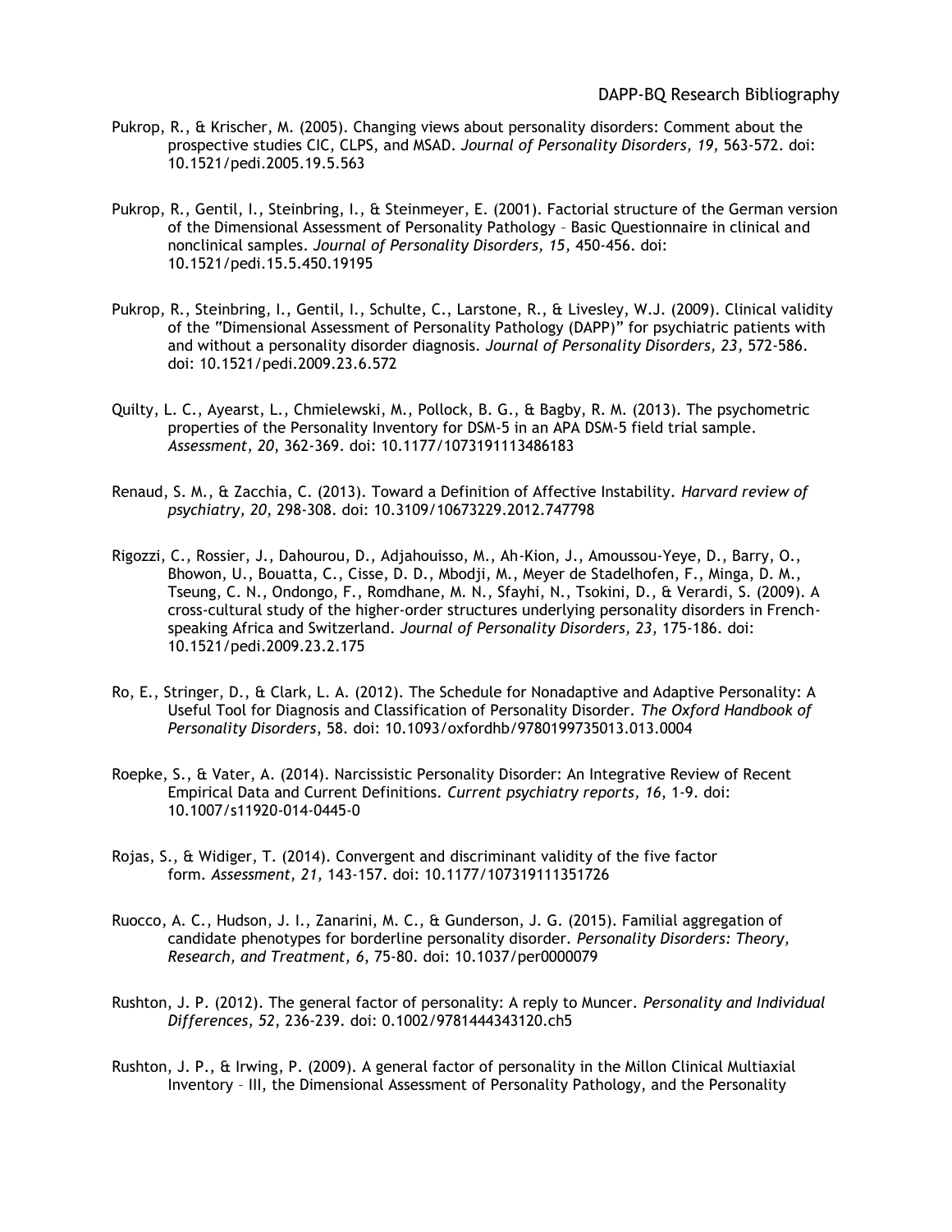Pukrop, R., & Krischer, M. (2005). Changing views about personality disorders: Comment about the prospective studies CIC, CLPS, and MSAD. *Journal of Personality Disorders, 19,* 563-572. doi: 10.1521/pedi.2005.19.5.563

Pukrop, R., Gentil, I., Steinbring, I., & Steinmeyer, E. (2001). Factorial structure of the German version of the Dimensional Assessment of Personality Pathology – Basic Questionnaire in clinical and nonclinical samples. *Journal of Personality Disorders, 15,* 450-456. doi: 10.1521/pedi.15.5.450.19195

Pukrop, R., Steinbring, I., Gentil, I., Schulte, C., Larstone, R., & Livesley, W.J. (2009). Clinical validity of the "Dimensional Assessment of Personality Pathology (DAPP)" for psychiatric patients with and without a personality disorder diagnosis. *Journal of Personality Disorders, 23,* 572-586. doi: 10.1521/pedi.2009.23.6.572

Quilty, L. C., Ayearst, L., Chmielewski, M., Pollock, B. G., & Bagby, R. M. (2013). The psychometric properties of the Personality Inventory for DSM-5 in an APA DSM-5 field trial sample. *Assessment, 20,* 362-369. doi: 10.1177/1073191113486183

Renaud, S. M., & Zacchia, C. (2013). Toward a Definition of Affective Instability. *Harvard review of psychiatry, 20*, 298-308. doi: 10.3109/10673229.2012.747798

Rigozzi, C., Rossier, J., Dahourou, D., Adjahouisso, M., Ah-Kion, J., Amoussou-Yeye, D., Barry, O., Bhowon, U., Bouatta, C., Cisse, D. D., Mbodji, M., Meyer de Stadelhofen, F., Minga, D. M., Tseung, C. N., Ondongo, F., Romdhane, M. N., Sfayhi, N., Tsokini, D., & Verardi, S. (2009). A cross-cultural study of the higher-order structures underlying personality disorders in French-speaking Africa and Switzerland. *Journal of Personality Disorders, 23,* 175-186. doi: 10.1521/pedi.2009.23.2.175

Ro, E., Stringer, D., & Clark, L. A. (2012). The Schedule for Nonadaptive and Adaptive Personality: A Useful Tool for Diagnosis and Classification of Personality Disorder. *The Oxford Handbook of Personality Disorders*, 58. doi: 10.1093/oxfordhb/9780199735013.013.0004

Roepke, S., & Vater, A. (2014). Narcissistic Personality Disorder: An Integrative Review of Recent Empirical Data and Current Definitions. *Current psychiatry reports, 16*, 1-9. doi: 10.1007/s11920-014-0445-0

Rojas, S., & Widiger, T. (2014). Convergent and discriminant validity of the five factor form. *Assessment, 21,* 143-157. doi: 10.1177/107319111351726

Ruocco, A. C., Hudson, J. I., Zanarini, M. C., & Gunderson, J. G. (2015). Familial aggregation of candidate phenotypes for borderline personality disorder. *Personality Disorders: Theory, Research, and Treatment, 6*, 75-80. doi: 10.1037/per0000079

Rushton, J. P. (2012). The general factor of personality: A reply to Muncer. *Personality and Individual Differences, 52*, 236-239. doi: 0.1002/9781444343120.ch5

Rushton, J. P., & Irwing, P. (2009). A general factor of personality in the Millon Clinical Multiaxial Inventory – III, the Dimensional Assessment of Personality Pathology, and the Personality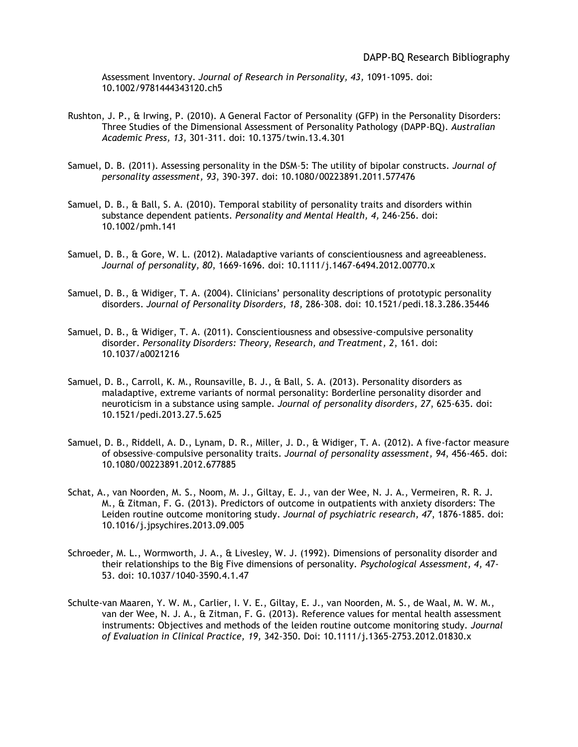Assessment Inventory. *Journal of Research in Personality, 43,* 1091-1095. doi: 10.1002/9781444343120.ch5

Rushton, J. P., & Irwing, P. (2010). A General Factor of Personality (GFP) in the Personality Disorders: Three Studies of the Dimensional Assessment of Personality Pathology (DAPP-BQ). *Australian Academic Press, 13,* 301-311. doi: 10.1375/twin.13.4.301

Samuel, D. B. (2011). Assessing personality in the DSM–5: The utility of bipolar constructs. *Journal of personality assessment, 93*, 390-397. doi: 10.1080/00223891.2011.577476

Samuel, D. B., & Ball, S. A. (2010). Temporal stability of personality traits and disorders within substance dependent patients. *Personality and Mental Health, 4,* 246-256. doi: 10.1002/pmh.141

Samuel, D. B., & Gore, W. L. (2012). Maladaptive variants of conscientiousness and agreeableness. *Journal of personality, 80*, 1669-1696. doi: 10.1111/j.1467-6494.2012.00770.x

Samuel, D. B., & Widiger, T. A. (2004). Clinicians' personality descriptions of prototypic personality disorders. *Journal of Personality Disorders, 18,* 286-308. doi: 10.1521/pedi.18.3.286.35446

Samuel, D. B., & Widiger, T. A. (2011). Conscientiousness and obsessive-compulsive personality disorder. *Personality Disorders: Theory, Research, and Treatment, 2*, 161. doi: 10.1037/a0021216

Samuel, D. B., Carroll, K. M., Rounsaville, B. J., & Ball, S. A. (2013). Personality disorders as maladaptive, extreme variants of normal personality: Borderline personality disorder and neuroticism in a substance using sample. *Journal of personality disorders, 27*, 625-635. doi: 10.1521/pedi.2013.27.5.625

Samuel, D. B., Riddell, A. D., Lynam, D. R., Miller, J. D., & Widiger, T. A. (2012). A five-factor measure of obsessive–compulsive personality traits. *Journal of personality assessment, 94*, 456-465. doi: 10.1080/00223891.2012.677885

Schat, A., van Noorden, M. S., Noom, M. J., Giltay, E. J., van der Wee, N. J. A., Vermeiren, R. R. J. M., & Zitman, F. G. (2013). Predictors of outcome in outpatients with anxiety disorders: The Leiden routine outcome monitoring study. *Journal of psychiatric research, 47*, 1876-1885. doi: 10.1016/j.jpsychires.2013.09.005

Schroeder, M. L., Wormworth, J. A., & Livesley, W. J. (1992). Dimensions of personality disorder and their relationships to the Big Five dimensions of personality. *Psychological Assessment, 4,* 47-53. doi: 10.1037/1040-3590.4.1.47

Schulte-van Maaren, Y. W. M., Carlier, I. V. E., Giltay, E. J., van Noorden, M. S., de Waal, M. W. M., van der Wee, N. J. A., & Zitman, F. G. (2013). Reference values for mental health assessment instruments: Objectives and methods of the leiden routine outcome monitoring study. *Journal of Evaluation in Clinical Practice, 19,* 342-350. Doi: 10.1111/j.1365-2753.2012.01830.x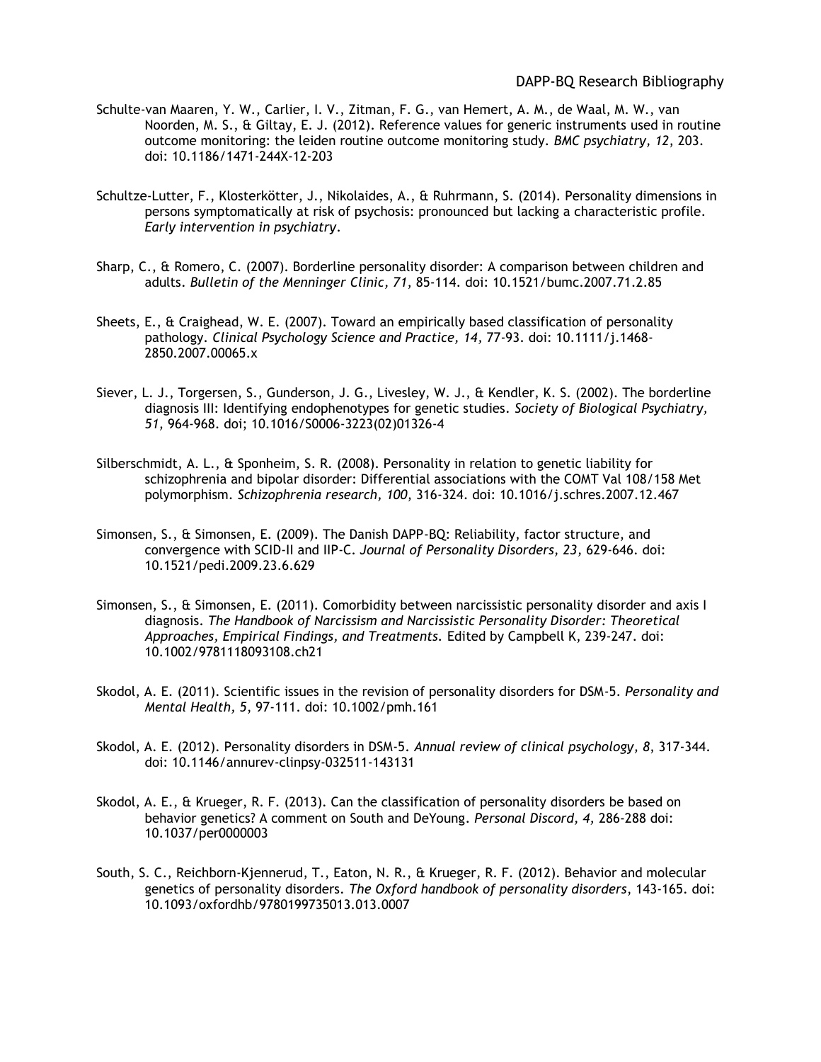Schulte-van Maaren, Y. W., Carlier, I. V., Zitman, F. G., van Hemert, A. M., de Waal, M. W., van Noorden, M. S., & Giltay, E. J. (2012). Reference values for generic instruments used in routine outcome monitoring: the leiden routine outcome monitoring study. *BMC psychiatry, 12*, 203. doi: 10.1186/1471-244X-12-203

Schultze-Lutter, F., Klosterkötter, J., Nikolaides, A., & Ruhrmann, S. (2014). Personality dimensions in persons symptomatically at risk of psychosis: pronounced but lacking a characteristic profile. *Early intervention in psychiatry*.

Sharp, C., & Romero, C. (2007). Borderline personality disorder: A comparison between children and adults. *Bulletin of the Menninger Clinic, 71*, 85-114. doi: 10.1521/bumc.2007.71.2.85

Sheets, E., & Craighead, W. E. (2007). Toward an empirically based classification of personality pathology. *Clinical Psychology Science and Practice, 14,* 77-93. doi: 10.1111/j.1468-2850.2007.00065.x

Siever, L. J., Torgersen, S., Gunderson, J. G., Livesley, W. J., & Kendler, K. S. (2002). The borderline diagnosis III: Identifying endophenotypes for genetic studies. *Society of Biological Psychiatry, 51,* 964-968. doi; 10.1016/S0006-3223(02)01326-4

Silberschmidt, A. L., & Sponheim, S. R. (2008). Personality in relation to genetic liability for schizophrenia and bipolar disorder: Differential associations with the COMT Val 108/158 Met polymorphism. *Schizophrenia research, 100*, 316-324. doi: 10.1016/j.schres.2007.12.467

Simonsen, S., & Simonsen, E. (2009). The Danish DAPP-BQ: Reliability, factor structure, and convergence with SCID-II and IIP-C. *Journal of Personality Disorders, 23,* 629-646. doi: 10.1521/pedi.2009.23.6.629

Simonsen, S., & Simonsen, E. (2011). Comorbidity between narcissistic personality disorder and axis I diagnosis. *The Handbook of Narcissism and Narcissistic Personality Disorder: Theoretical Approaches, Empirical Findings, and Treatments.* Edited by Campbell K, 239-247. doi: 10.1002/9781118093108.ch21

Skodol, A. E. (2011). Scientific issues in the revision of personality disorders for DSM-5. *Personality and Mental Health, 5*, 97-111. doi: 10.1002/pmh.161

Skodol, A. E. (2012). Personality disorders in DSM-5. *Annual review of clinical psychology, 8*, 317-344. doi: 10.1146/annurev-clinpsy-032511-143131

Skodol, A. E., & Krueger, R. F. (2013). Can the classification of personality disorders be based on behavior genetics? A comment on South and DeYoung. *Personal Discord, 4,* 286-288 doi: 10.1037/per0000003

South, S. C., Reichborn-Kjennerud, T., Eaton, N. R., & Krueger, R. F. (2012). Behavior and molecular genetics of personality disorders. *The Oxford handbook of personality disorders*, 143-165. doi: 10.1093/oxfordhb/9780199735013.013.0007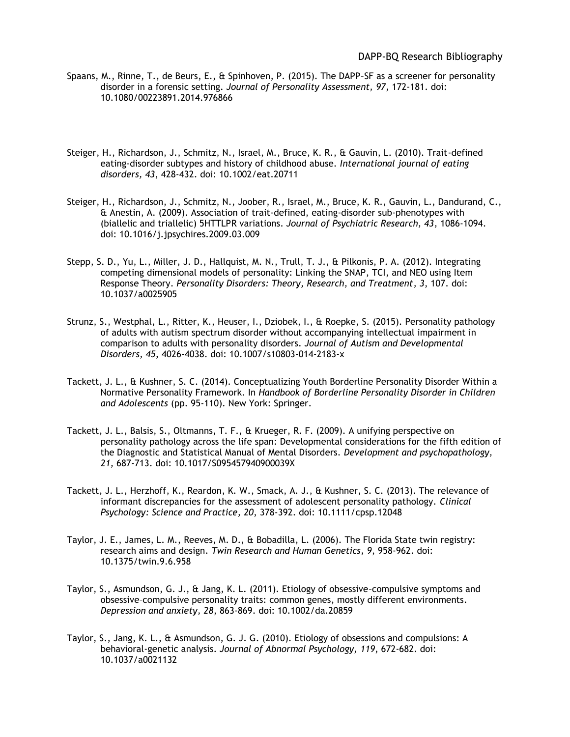Spaans, M., Rinne, T., de Beurs, E., & Spinhoven, P. (2015). The DAPP–SF as a screener for personality disorder in a forensic setting. *Journal of Personality Assessment, 97,* 172-181. doi: 10.1080/00223891.2014.976866

Steiger, H., Richardson, J., Schmitz, N., Israel, M., Bruce, K. R., & Gauvin, L. (2010). Trait-defined eating-disorder subtypes and history of childhood abuse. *International journal of eating disorders, 43,* 428-432. doi: 10.1002/eat.20711

Steiger, H., Richardson, J., Schmitz, N., Joober, R., Israel, M., Bruce, K. R., Gauvin, L., Dandurand, C., & Anestin, A. (2009). Association of trait-defined, eating-disorder sub-phenotypes with (biallelic and triallelic) 5HTTLPR variations. *Journal of Psychiatric Research, 43,* 1086-1094. doi: 10.1016/j.jpsychires.2009.03.009

Stepp, S. D., Yu, L., Miller, J. D., Hallquist, M. N., Trull, T. J., & Pilkonis, P. A. (2012). Integrating competing dimensional models of personality: Linking the SNAP, TCI, and NEO using Item Response Theory. *Personality Disorders: Theory, Research, and Treatment, 3,* 107. doi: 10.1037/a0025905

Strunz, S., Westphal, L., Ritter, K., Heuser, I., Dziobek, I., & Roepke, S. (2015). Personality pathology of adults with autism spectrum disorder without accompanying intellectual impairment in comparison to adults with personality disorders. *Journal of Autism and Developmental Disorders, 45,* 4026-4038. doi: 10.1007/s10803-014-2183-x

Tackett, J. L., & Kushner, S. C. (2014). Conceptualizing Youth Borderline Personality Disorder Within a Normative Personality Framework. In *Handbook of Borderline Personality Disorder in Children and Adolescents* (pp. 95-110). New York: Springer.

Tackett, J. L., Balsis, S., Oltmanns, T. F., & Krueger, R. F. (2009). A unifying perspective on personality pathology across the life span: Developmental considerations for the fifth edition of the Diagnostic and Statistical Manual of Mental Disorders. *Development and psychopathology, 21,* 687-713. doi: 10.1017/S095457940900039X

Tackett, J. L., Herzhoff, K., Reardon, K. W., Smack, A. J., & Kushner, S. C. (2013). The relevance of informant discrepancies for the assessment of adolescent personality pathology. *Clinical Psychology: Science and Practice, 20,* 378-392. doi: 10.1111/cpsp.12048

Taylor, J. E., James, L. M., Reeves, M. D., & Bobadilla, L. (2006). The Florida State twin registry: research aims and design. *Twin Research and Human Genetics, 9,* 958-962. doi: 10.1375/twin.9.6.958

Taylor, S., Asmundson, G. J., & Jang, K. L. (2011). Etiology of obsessive–compulsive symptoms and obsessive–compulsive personality traits: common genes, mostly different environments. *Depression and anxiety, 28,* 863-869. doi: 10.1002/da.20859

Taylor, S., Jang, K. L., & Asmundson, G. J. G. (2010). Etiology of obsessions and compulsions: A behavioral-genetic analysis. *Journal of Abnormal Psychology, 119,* 672-682. doi: 10.1037/a0021132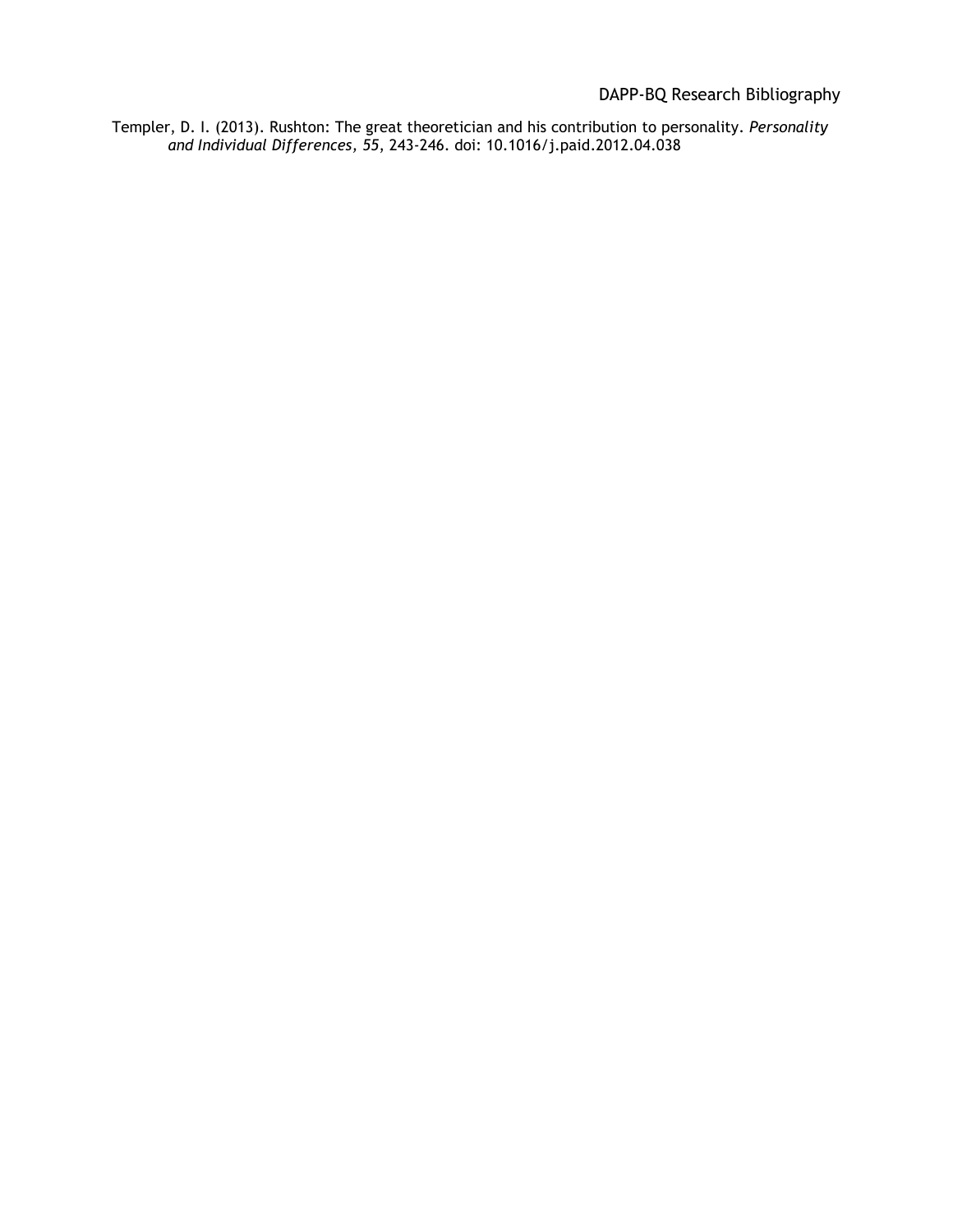Templer, D. I. (2013). Rushton: The great theoretician and his contribution to personality. *Personality and Individual Differences, 55*, 243-246. doi: 10.1016/j.paid.2012.04.038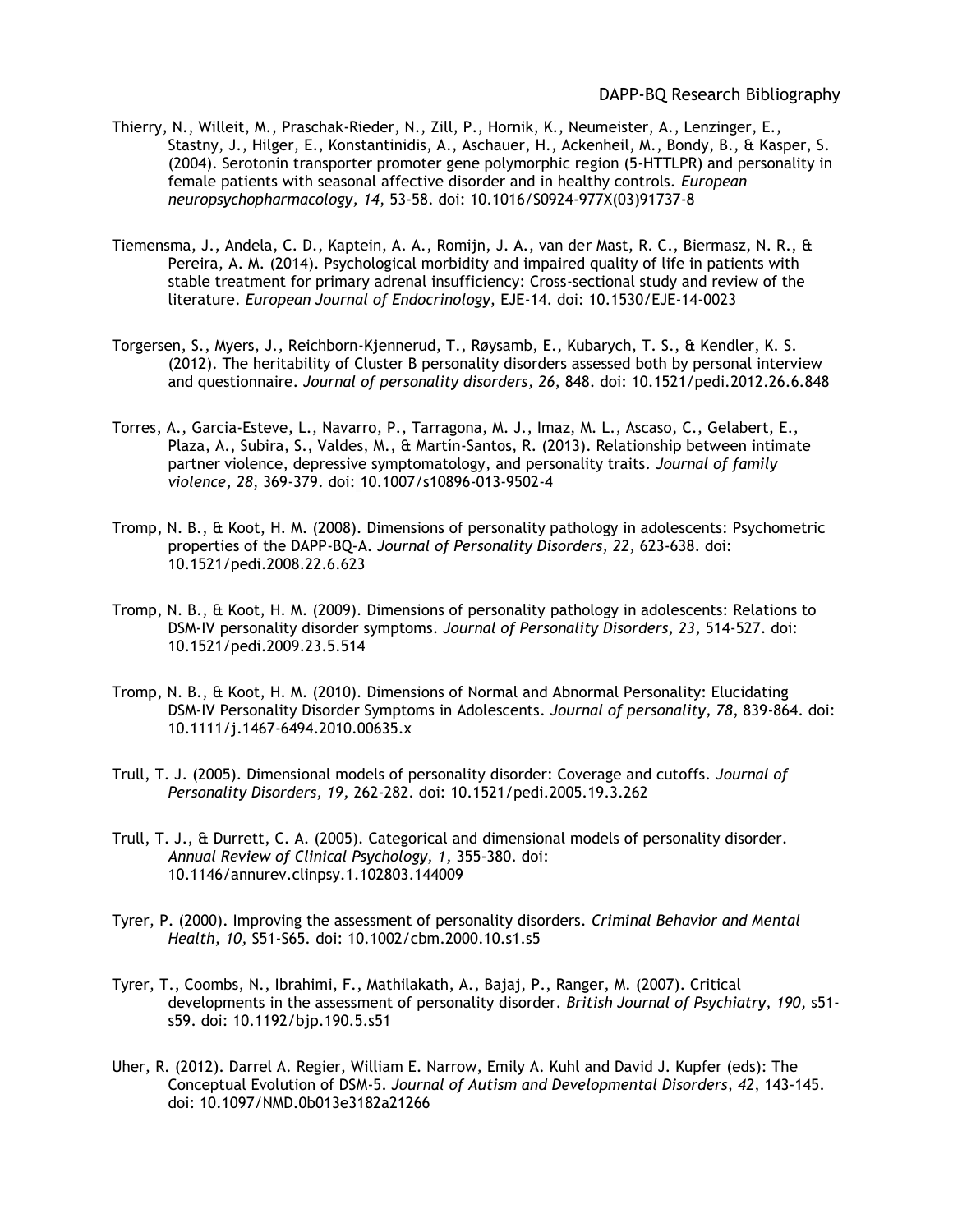Thierry, N., Willeit, M., Praschak-Rieder, N., Zill, P., Hornik, K., Neumeister, A., Lenzinger, E., Stastny, J., Hilger, E., Konstantinidis, A., Aschauer, H., Ackenheil, M., Bondy, B., & Kasper, S. (2004). Serotonin transporter promoter gene polymorphic region (5-HTTLPR) and personality in female patients with seasonal affective disorder and in healthy controls. *European neuropsychopharmacology, 14*, 53-58. doi: 10.1016/S0924-977X(03)91737-8

Tiemensma, J., Andela, C. D., Kaptein, A. A., Romijn, J. A., van der Mast, R. C., Biermasz, N. R., & Pereira, A. M. (2014). Psychological morbidity and impaired quality of life in patients with stable treatment for primary adrenal insufficiency: Cross-sectional study and review of the literature. *European Journal of Endocrinology*, EJE-14. doi: 10.1530/EJE-14-0023

Torgersen, S., Myers, J., Reichborn-Kjennerud, T., Røysamb, E., Kubarych, T. S., & Kendler, K. S. (2012). The heritability of Cluster B personality disorders assessed both by personal interview and questionnaire. *Journal of personality disorders, 26*, 848. doi: 10.1521/pedi.2012.26.6.848

Torres, A., Garcia-Esteve, L., Navarro, P., Tarragona, M. J., Imaz, M. L., Ascaso, C., Gelabert, E., Plaza, A., Subira, S., Valdes, M., & Martín-Santos, R. (2013). Relationship between intimate partner violence, depressive symptomatology, and personality traits. *Journal of family violence, 28*, 369-379. doi: 10.1007/s10896-013-9502-4

Tromp, N. B., & Koot, H. M. (2008). Dimensions of personality pathology in adolescents: Psychometric properties of the DAPP-BQ-A. *Journal of Personality Disorders, 22,* 623-638. doi: 10.1521/pedi.2008.22.6.623

Tromp, N. B., & Koot, H. M. (2009). Dimensions of personality pathology in adolescents: Relations to DSM-IV personality disorder symptoms. *Journal of Personality Disorders, 23,* 514-527. doi: 10.1521/pedi.2009.23.5.514

Tromp, N. B., & Koot, H. M. (2010). Dimensions of Normal and Abnormal Personality: Elucidating DSM-IV Personality Disorder Symptoms in Adolescents. *Journal of personality, 78*, 839-864. doi: 10.1111/j.1467-6494.2010.00635.x

Trull, T. J. (2005). Dimensional models of personality disorder: Coverage and cutoffs. *Journal of Personality Disorders, 19,* 262-282. doi: 10.1521/pedi.2005.19.3.262

Trull, T. J., & Durrett, C. A. (2005). Categorical and dimensional models of personality disorder. *Annual Review of Clinical Psychology, 1,* 355-380. doi: 10.1146/annurev.clinpsy.1.102803.144009

Tyrer, P. (2000). Improving the assessment of personality disorders. *Criminal Behavior and Mental Health, 10,* S51-S65. doi: 10.1002/cbm.2000.10.s1.s5

Tyrer, T., Coombs, N., Ibrahimi, F., Mathilakath, A., Bajaj, P., Ranger, M. (2007). Critical developments in the assessment of personality disorder. *British Journal of Psychiatry, 190,* s51-s59. doi: 10.1192/bjp.190.5.s51

Uher, R. (2012). Darrel A. Regier, William E. Narrow, Emily A. Kuhl and David J. Kupfer (eds): The Conceptual Evolution of DSM-5. *Journal of Autism and Developmental Disorders, 42*, 143-145. doi: 10.1097/NMD.0b013e3182a21266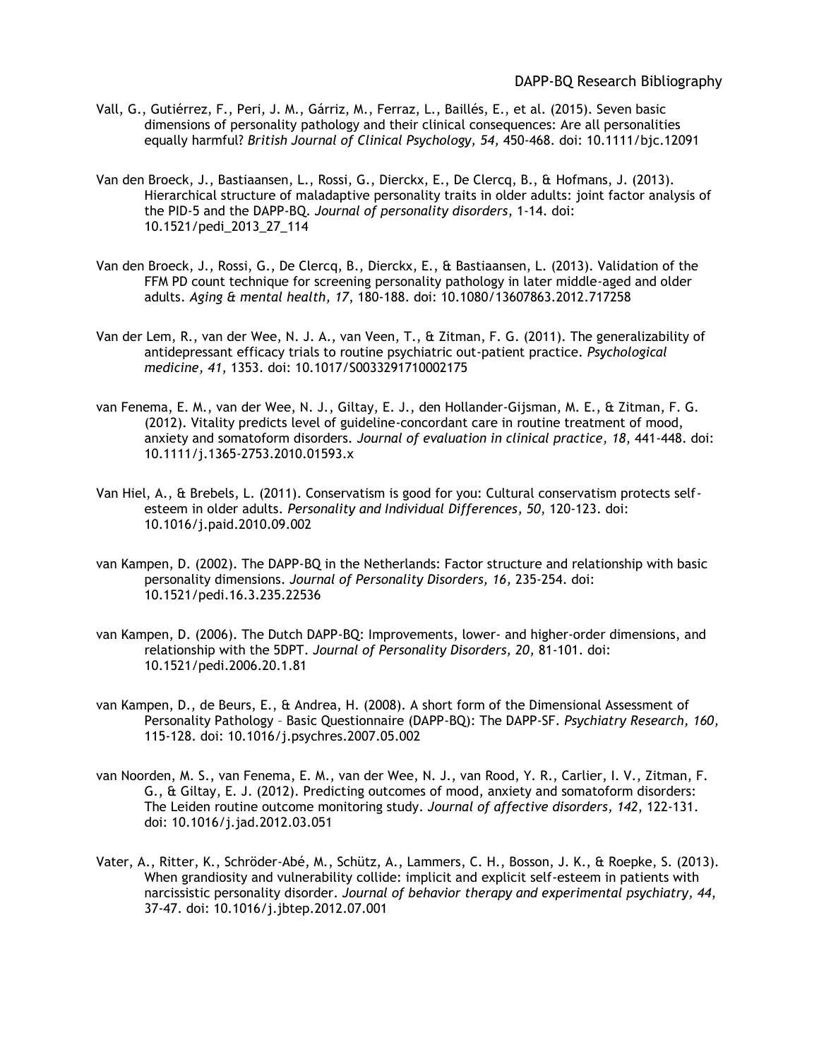Vall, G., Gutiérrez, F., Peri, J. M., Gárriz, M., Ferraz, L., Baillés, E., et al. (2015). Seven basic dimensions of personality pathology and their clinical consequences: Are all personalities equally harmful? *British Journal of Clinical Psychology, 54,* 450-468. doi: 10.1111/bjc.12091

Van den Broeck, J., Bastiaansen, L., Rossi, G., Dierckx, E., De Clercq, B., & Hofmans, J. (2013). Hierarchical structure of maladaptive personality traits in older adults: joint factor analysis of the PID-5 and the DAPP-BQ. *Journal of personality disorders*, 1-14. doi: 10.1521/pedi_2013_27_114

Van den Broeck, J., Rossi, G., De Clercq, B., Dierckx, E., & Bastiaansen, L. (2013). Validation of the FFM PD count technique for screening personality pathology in later middle-aged and older adults. *Aging & mental health, 17*, 180-188. doi: 10.1080/13607863.2012.717258

Van der Lem, R., van der Wee, N. J. A., van Veen, T., & Zitman, F. G. (2011). The generalizability of antidepressant efficacy trials to routine psychiatric out-patient practice. *Psychological medicine, 41*, 1353. doi: 10.1017/S0033291710002175

van Fenema, E. M., van der Wee, N. J., Giltay, E. J., den Hollander-Gijsman, M. E., & Zitman, F. G. (2012). Vitality predicts level of guideline-concordant care in routine treatment of mood, anxiety and somatoform disorders. *Journal of evaluation in clinical practice, 18,* 441-448. doi: 10.1111/j.1365-2753.2010.01593.x

Van Hiel, A., & Brebels, L. (2011). Conservatism is good for you: Cultural conservatism protects self-esteem in older adults. *Personality and Individual Differences, 50,* 120-123. doi: 10.1016/j.paid.2010.09.002

van Kampen, D. (2002). The DAPP-BQ in the Netherlands: Factor structure and relationship with basic personality dimensions. *Journal of Personality Disorders, 16,* 235-254. doi: 10.1521/pedi.16.3.235.22536

van Kampen, D. (2006). The Dutch DAPP-BQ: Improvements, lower- and higher-order dimensions, and relationship with the 5DPT. *Journal of Personality Disorders, 20,* 81-101. doi: 10.1521/pedi.2006.20.1.81

van Kampen, D., de Beurs, E., & Andrea, H. (2008). A short form of the Dimensional Assessment of Personality Pathology – Basic Questionnaire (DAPP-BQ): The DAPP-SF. *Psychiatry Research, 160,* 115-128. doi: 10.1016/j.psychres.2007.05.002

van Noorden, M. S., van Fenema, E. M., van der Wee, N. J., van Rood, Y. R., Carlier, I. V., Zitman, F. G., & Giltay, E. J. (2012). Predicting outcomes of mood, anxiety and somatoform disorders: The Leiden routine outcome monitoring study. *Journal of affective disorders, 142*, 122-131. doi: 10.1016/j.jad.2012.03.051

Vater, A., Ritter, K., Schröder-Abé, M., Schütz, A., Lammers, C. H., Bosson, J. K., & Roepke, S. (2013). When grandiosity and vulnerability collide: implicit and explicit self-esteem in patients with narcissistic personality disorder. *Journal of behavior therapy and experimental psychiatry, 44*, 37-47. doi: 10.1016/j.jbtep.2012.07.001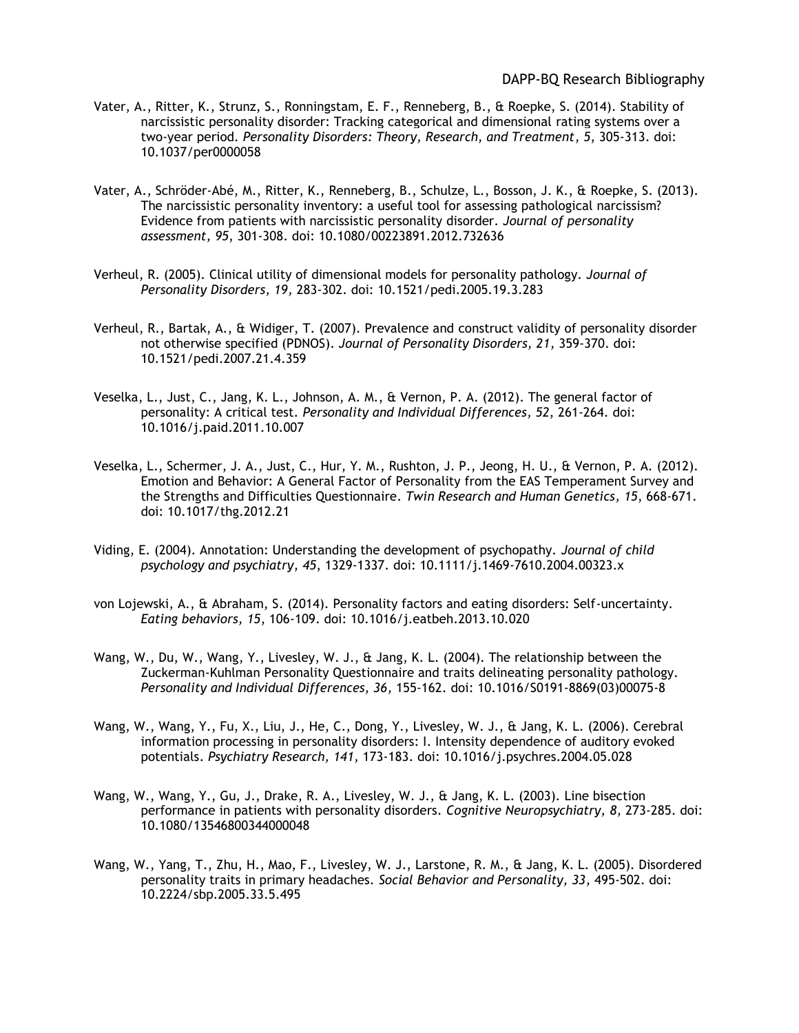Vater, A., Ritter, K., Strunz, S., Ronningstam, E. F., Renneberg, B., & Roepke, S. (2014). Stability of narcissistic personality disorder: Tracking categorical and dimensional rating systems over a two-year period. *Personality Disorders: Theory, Research, and Treatment, 5*, 305-313. doi: 10.1037/per0000058

Vater, A., Schröder-Abé, M., Ritter, K., Renneberg, B., Schulze, L., Bosson, J. K., & Roepke, S. (2013). The narcissistic personality inventory: a useful tool for assessing pathological narcissism? Evidence from patients with narcissistic personality disorder. *Journal of personality assessment, 95*, 301-308. doi: 10.1080/00223891.2012.732636

Verheul, R. (2005). Clinical utility of dimensional models for personality pathology. *Journal of Personality Disorders, 19,* 283-302. doi: 10.1521/pedi.2005.19.3.283

Verheul, R., Bartak, A., & Widiger, T. (2007). Prevalence and construct validity of personality disorder not otherwise specified (PDNOS). *Journal of Personality Disorders, 21,* 359-370. doi: 10.1521/pedi.2007.21.4.359

Veselka, L., Just, C., Jang, K. L., Johnson, A. M., & Vernon, P. A. (2012). The general factor of personality: A critical test. *Personality and Individual Differences, 52*, 261-264. doi: 10.1016/j.paid.2011.10.007

Veselka, L., Schermer, J. A., Just, C., Hur, Y. M., Rushton, J. P., Jeong, H. U., & Vernon, P. A. (2012). Emotion and Behavior: A General Factor of Personality from the EAS Temperament Survey and the Strengths and Difficulties Questionnaire. *Twin Research and Human Genetics, 15*, 668-671. doi: 10.1017/thg.2012.21

Viding, E. (2004). Annotation: Understanding the development of psychopathy. *Journal of child psychology and psychiatry, 45*, 1329-1337. doi: 10.1111/j.1469-7610.2004.00323.x

von Lojewski, A., & Abraham, S. (2014). Personality factors and eating disorders: Self-uncertainty. *Eating behaviors, 15*, 106-109. doi: 10.1016/j.eatbeh.2013.10.020

Wang, W., Du, W., Wang, Y., Livesley, W. J., & Jang, K. L. (2004). The relationship between the Zuckerman-Kuhlman Personality Questionnaire and traits delineating personality pathology. *Personality and Individual Differences, 36,* 155-162. doi: 10.1016/S0191-8869(03)00075-8

Wang, W., Wang, Y., Fu, X., Liu, J., He, C., Dong, Y., Livesley, W. J., & Jang, K. L. (2006). Cerebral information processing in personality disorders: I. Intensity dependence of auditory evoked potentials. *Psychiatry Research, 141,* 173-183. doi: 10.1016/j.psychres.2004.05.028

Wang, W., Wang, Y., Gu, J., Drake, R. A., Livesley, W. J., & Jang, K. L. (2003). Line bisection performance in patients with personality disorders. *Cognitive Neuropsychiatry, 8,* 273-285. doi: 10.1080/13546800344000048

Wang, W., Yang, T., Zhu, H., Mao, F., Livesley, W. J., Larstone, R. M., & Jang, K. L. (2005). Disordered personality traits in primary headaches. *Social Behavior and Personality, 33,* 495-502. doi: 10.2224/sbp.2005.33.5.495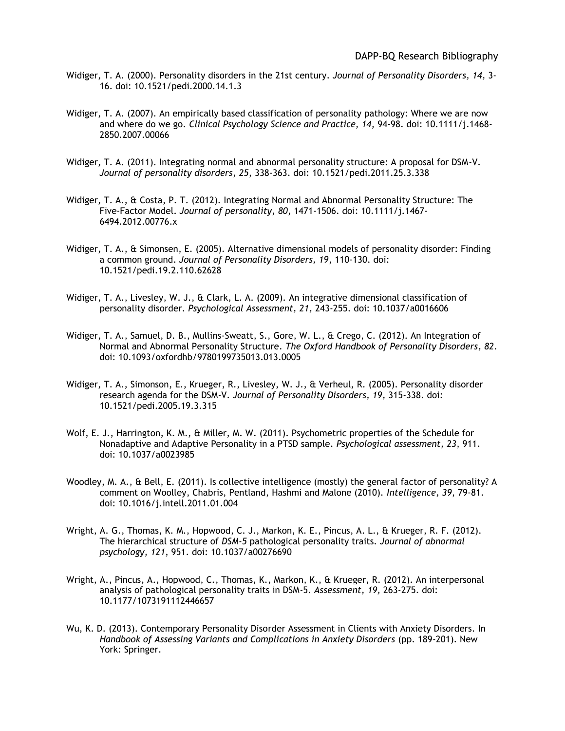Widiger, T. A. (2000). Personality disorders in the 21st century. *Journal of Personality Disorders, 14,* 3-16. doi: 10.1521/pedi.2000.14.1.3

Widiger, T. A. (2007). An empirically based classification of personality pathology: Where we are now and where do we go. *Clinical Psychology Science and Practice, 14,* 94-98. doi: 10.1111/j.1468-2850.2007.00066

Widiger, T. A. (2011). Integrating normal and abnormal personality structure: A proposal for DSM-V. *Journal of personality disorders, 25,* 338-363. doi: 10.1521/pedi.2011.25.3.338

Widiger, T. A., & Costa, P. T. (2012). Integrating Normal and Abnormal Personality Structure: The Five-Factor Model. *Journal of personality, 80,* 1471-1506. doi: 10.1111/j.1467-6494.2012.00776.x

Widiger, T. A., & Simonsen, E. (2005). Alternative dimensional models of personality disorder: Finding a common ground. *Journal of Personality Disorders, 19,* 110-130. doi: 10.1521/pedi.19.2.110.62628

Widiger, T. A., Livesley, W. J., & Clark, L. A. (2009). An integrative dimensional classification of personality disorder. *Psychological Assessment, 21,* 243-255. doi: 10.1037/a0016606

Widiger, T. A., Samuel, D. B., Mullins-Sweatt, S., Gore, W. L., & Crego, C. (2012). An Integration of Normal and Abnormal Personality Structure. *The Oxford Handbook of Personality Disorders, 82.* doi: 10.1093/oxfordhb/9780199735013.013.0005

Widiger, T. A., Simonson, E., Krueger, R., Livesley, W. J., & Verheul, R. (2005). Personality disorder research agenda for the DSM-V. *Journal of Personality Disorders, 19,* 315-338. doi: 10.1521/pedi.2005.19.3.315

Wolf, E. J., Harrington, K. M., & Miller, M. W. (2011). Psychometric properties of the Schedule for Nonadaptive and Adaptive Personality in a PTSD sample. *Psychological assessment, 23,* 911. doi: 10.1037/a0023985

Woodley, M. A., & Bell, E. (2011). Is collective intelligence (mostly) the general factor of personality? A comment on Woolley, Chabris, Pentland, Hashmi and Malone (2010). *Intelligence, 39,* 79-81. doi: 10.1016/j.intell.2011.01.004

Wright, A. G., Thomas, K. M., Hopwood, C. J., Markon, K. E., Pincus, A. L., & Krueger, R. F. (2012). The hierarchical structure of *DSM-5* pathological personality traits. *Journal of abnormal psychology, 121,* 951. doi: 10.1037/a00276690

Wright, A., Pincus, A., Hopwood, C., Thomas, K., Markon, K., & Krueger, R. (2012). An interpersonal analysis of pathological personality traits in DSM-5. *Assessment, 19,* 263-275. doi: 10.1177/1073191112446657

Wu, K. D. (2013). Contemporary Personality Disorder Assessment in Clients with Anxiety Disorders. In *Handbook of Assessing Variants and Complications in Anxiety Disorders* (pp. 189-201). New York: Springer.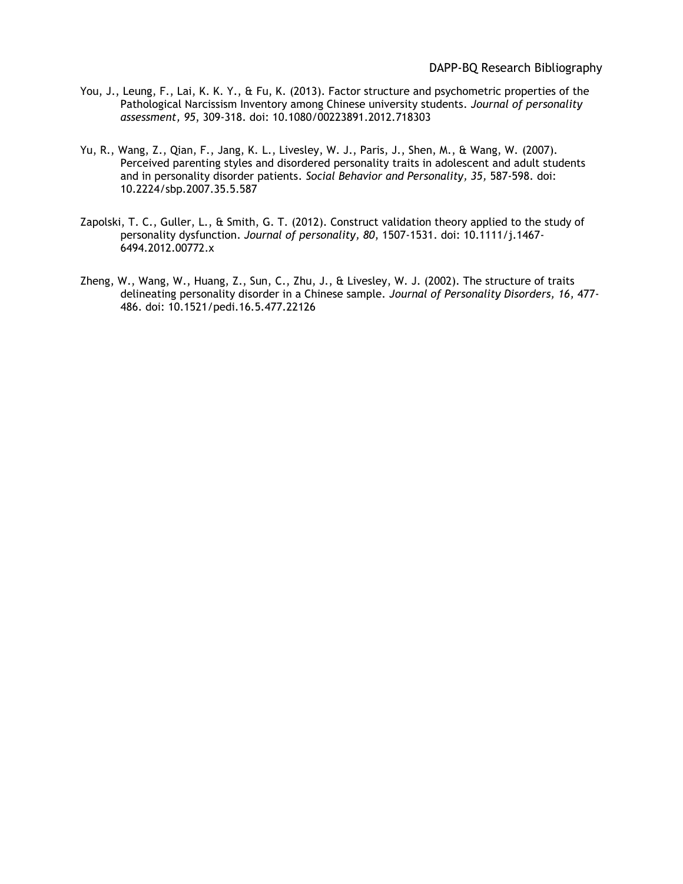You, J., Leung, F., Lai, K. K. Y., & Fu, K. (2013). Factor structure and psychometric properties of the Pathological Narcissism Inventory among Chinese university students. *Journal of personality assessment, 95*, 309-318. doi: 10.1080/00223891.2012.718303

Yu, R., Wang, Z., Qian, F., Jang, K. L., Livesley, W. J., Paris, J., Shen, M., & Wang, W. (2007). Perceived parenting styles and disordered personality traits in adolescent and adult students and in personality disorder patients. *Social Behavior and Personality, 35,* 587-598. doi: 10.2224/sbp.2007.35.5.587

Zapolski, T. C., Guller, L., & Smith, G. T. (2012). Construct validation theory applied to the study of personality dysfunction. *Journal of personality, 80*, 1507-1531. doi: 10.1111/j.1467-6494.2012.00772.x

Zheng, W., Wang, W., Huang, Z., Sun, C., Zhu, J., & Livesley, W. J. (2002). The structure of traits delineating personality disorder in a Chinese sample. *Journal of Personality Disorders, 16,* 477-486. doi: 10.1521/pedi.16.5.477.22126